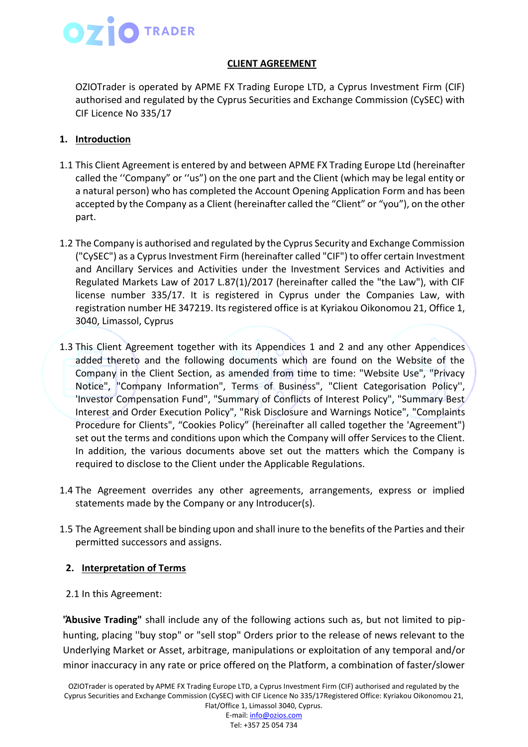## CLIENT AGREEMENT

OZIOTrader is operated by APME FX Trading Europe LTD, a Cyprus Investment Firm (CIF) authorised and regulated by the Cyprus Securities and Exchange Commission (CySEC) with CIF Licence No 335/17

### 1. Introduction

1.1 This Client Agreement is entered by and between APME FX Trading Europe Ltd (hereinafter called the ''Company" or ''us") on the one part and the Client (which may be legal entity or a natural person) who has completed the Account Opening Application Form and has been accepted by the Company as a Client (hereinafter called the "Client" or "you"), on the other part.

1.2 The Company is authorised and regulated by the Cyprus Security and Exchange Commission ("CySEC") as a Cyprus Investment Firm (hereinafter called "CIF") to offer certain Investment and Ancillary Services and Activities under the Investment Services and Activities and Regulated Markets Law of 2017 L.87(1)/2017 (hereinafter called the "the Law"), with CIF license number 335/17. It is registered in Cyprus under the Companies Law, with registration number HE 347219. Its registered office is at Kyriakou Oikonomou 21, Office 1, 3040, Limassol, Cyprus

1.3 This Client Agreement together with its Appendices 1 and 2 and any other Appendices added thereto and the following documents which are found on the Website of the Company in the Client Section, as amended from time to time: "Website Use", "Privacy Notice", "Company Information", Terms of Business", "Client Categorisation Policy'', 'Investor Compensation Fund", "Summary of Conflicts of Interest Policy", "Summary Best Interest and Order Execution Policy", "Risk Disclosure and Warnings Notice", "Complaints Procedure for Clients", "Cookies Policy" (hereinafter all called together the 'Agreement") set out the terms and conditions upon which the Company will offer Services to the Client. In addition, the various documents above set out the matters which the Company is required to disclose to the Client under the Applicable Regulations.

1.4 The Agreement overrides any other agreements, arrangements, express or implied statements made by the Company or any Introducer(s).

1.5 The Agreement shall be binding upon and shall inure to the benefits of the Parties and their permitted successors and assigns.

### 2. Interpretation of Terms

2.1 In this Agreement:

**"Abusive Trading"** shall include any of the following actions such as, but not limited to pip-hunting, placing ''buy stop" or "sell stop" Orders prior to the release of news relevant to the Underlying Market or Asset, arbitrage, manipulations or exploitation of any temporal and/or minor inaccuracy in any rate or price offered on the Platform, a combination of faster/slower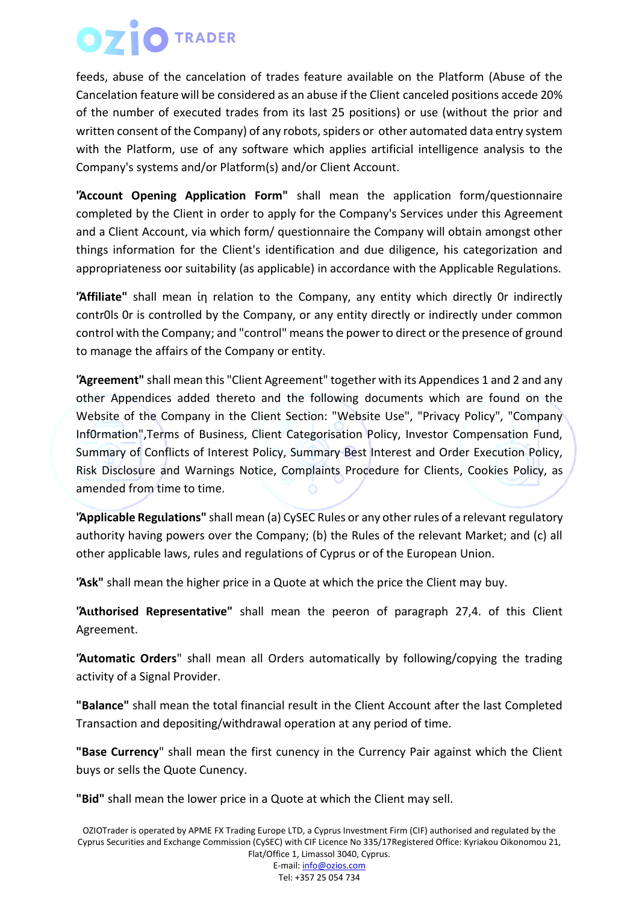feeds, abuse of the cancelation of trades feature available on the Platform (Abuse of the Cancelation feature will be considered as an abuse if the Client canceled positions accede 20% of the number of executed trades from its last 25 positions) or use (without the prior and written consent of the Company) of any robots, spiders or other automated data entry system with the Platform, use of any software which applies artificial intelligence analysis to the Company's systems and/or Platform(s) and/or Client Account.

**"Account Opening Application Form"** shall mean the application form/questionnaire completed by the Client in order to apply for the Company's Services under this Agreement and a Client Account, via which form/ questionnaire the Company will obtain amongst other things information for the Client's identification and due diligence, his categorization and appropriateness oor suitability (as applicable) in accordance with the Applicable Regulations.

**"Affiliate"** shall mean ίη relation to the Company, any entity which directly 0r indirectly contr0ls 0r is controlled by the Company, or any entity directly or indirectly under common control with the Company; and "control" means the power to direct or the presence of ground to manage the affairs of the Company or entity.

**"Agreement"** shall mean this "Client Agreement" together with its Appendices 1 and 2 and any other Appendices added thereto and the following documents which are found on the Website of the Company in the Client Section: "Website Use", "Privacy Policy", "Company Inf0rmation",Terms of Business, Client Categorisation Policy, Investor Compensation Fund, Summary of Conflicts of Interest Policy, Summary Best Interest and Order Execution Policy, Risk Disclosure and Warnings Notice, Complaints Procedure for Clients, Cookies Policy, as amended from time to time.

**"Applicable Regulations"** shall mean (a) CySEC Rules or any other rules of a relevant regulatory authority having powers over the Company; (b) the Rules of the relevant Market; and (c) all other applicable laws, rules and regulations of Cyprus or of the European Union.

**"Ask"** shall mean the higher price in a Quote at which the price the Client may buy.

**"Authorised Representative"** shall mean the peeron of paragraph 27,4. of this Client Agreement.

**"Automatic Orders"** shall mean all Orders automatically by following/copying the trading activity of a Signal Provider.

**"Balance"** shall mean the total financial result in the Client Account after the last Completed Transaction and depositing/withdrawal operation at any period of time.

**"Base Currency"** shall mean the first cunency in the Currency Pair against which the Client buys or sells the Quote Cunency.

**"Bid"** shall mean the lower price in a Quote at which the Client may sell.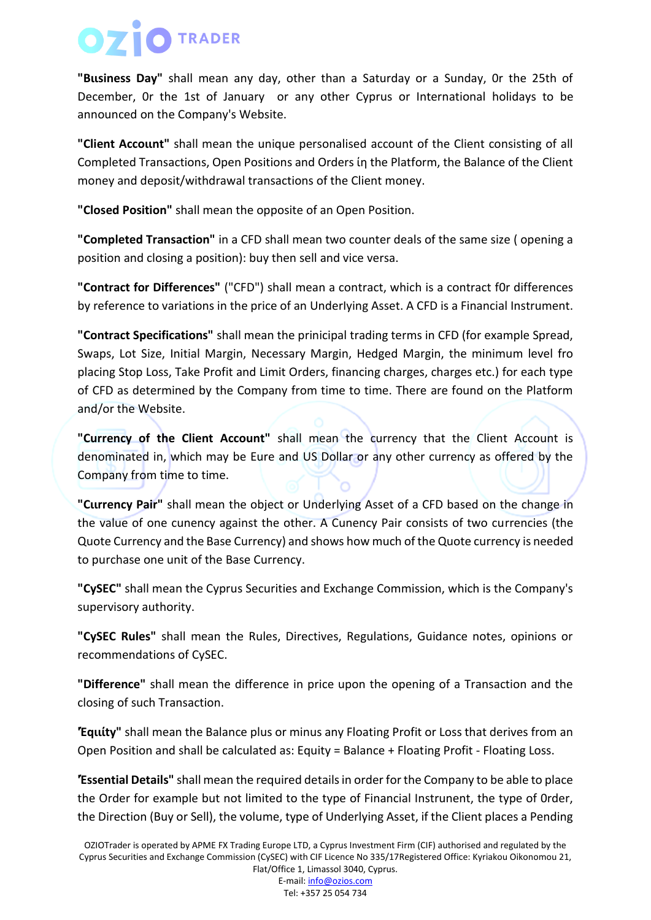**"Business Day"** shall mean any day, other than a Saturday or a Sunday, Or the 25th of December, Or the 1st of January or any other Cyprus or International holidays to be announced on the Company's Website.

**"Client Account"** shall mean the unique personalised account of the Client consisting of all Completed Transactions, Open Positions and Orders in the Platform, the Balance of the Client money and deposit/withdrawal transactions of the Client money.

**"Closed Position"** shall mean the opposite of an Open Position.

**"Completed Transaction"** in a CFD shall mean two counter deals of the same size ( opening a position and closing a position): buy then sell and vice versa.

**"Contract for Differences"** ("CFD") shall mean a contract, which is a contract f0r differences by reference to variations in the price of an Underlying Asset. A CFD is a Financial Instrument.

**"Contract Specifications"** shall mean the prinicipal trading terms in CFD (for example Spread, Swaps, Lot Size, Initial Margin, Necessary Margin, Hedged Margin, the minimum level fro placing Stop Loss, Take Profit and Limit Orders, financing charges, charges etc.) for each type of CFD as determined by the Company from time to time. There are found on the Platform and/or the Website.

**"Currency of the Client Account"** shall mean the currency that the Client Account is denominated in, which may be Eure and US Dollar or any other currency as offered by the Company from time to time.

**"Currency Pair"** shall mean the object or Underlying Asset of a CFD based on the change in the value of one cunency against the other. A Cunency Pair consists of two currencies (the Quote Currency and the Base Currency) and shows how much of the Quote currency is needed to purchase one unit of the Base Currency.

**"CySEC"** shall mean the Cyprus Securities and Exchange Commission, which is the Company's supervisory authority.

**"CySEC Rules"** shall mean the Rules, Directives, Regulations, Guidance notes, opinions or recommendations of CySEC.

**"Difference"** shall mean the difference in price upon the opening of a Transaction and the closing of such Transaction.

**"Equity"** shall mean the Balance plus or minus any Floating Profit or Loss that derives from an Open Position and shall be calculated as: Equity = Balance + Floating Profit - Floating Loss.

**"Essential Details"** shall mean the required details in order for the Company to be able to place the Order for example but not limited to the type of Financial Instrunent, the type of 0rder, the Direction (Buy or Sell), the volume, type of Underlying Asset, if the Client places a Pending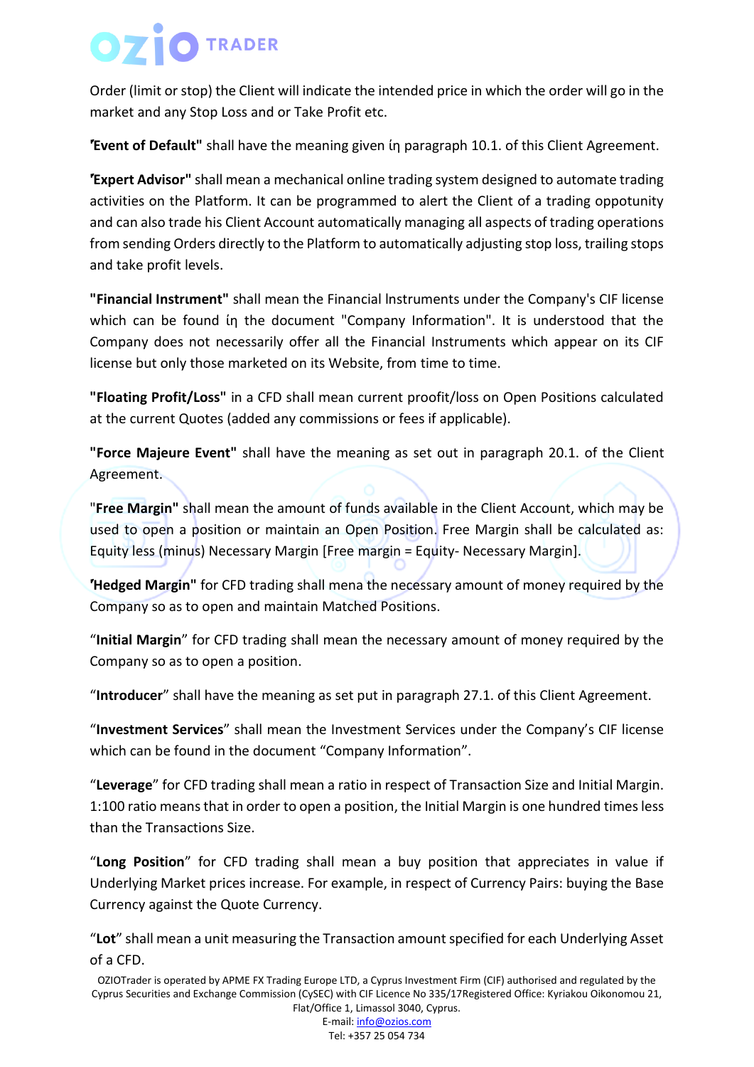Order (limit or stop) the Client will indicate the intended price in which the order will go in the market and any Stop Loss and or Take Profit etc.

**"Event of Default"** shall have the meaning given in paragraph 10.1. of this Client Agreement.

**"Expert Advisor"** shall mean a mechanical online trading system designed to automate trading activities on the Platform. It can be programmed to alert the Client of a trading oppotunity and can also trade his Client Account automatically managing all aspects of trading operations from sending Orders directly to the Platform to automatically adjusting stop loss, trailing stops and take profit levels.

**"Financial Instrument"** shall mean the Financial Instruments under the Company's CIF license which can be found in the document "Company Information". It is understood that the Company does not necessarily offer all the Financial Instruments which appear on its CIF license but only those marketed on its Website, from time to time.

**"Floating Profit/Loss"** in a CFD shall mean current proofit/loss on Open Positions calculated at the current Quotes (added any commissions or fees if applicable).

**"Force Majeure Event"** shall have the meaning as set out in paragraph 20.1. of the Client Agreement.

"**Free Margin"** shall mean the amount of funds available in the Client Account, which may be used to open a position or maintain an Open Position. Free Margin shall be calculated as: Equity less (minus) Necessary Margin [Free margin = Equity- Necessary Margin].

**"Hedged Margin"** for CFD trading shall mena the necessary amount of money required by the Company so as to open and maintain Matched Positions.

"**Initial Margin**" for CFD trading shall mean the necessary amount of money required by the Company so as to open a position.

"**Introducer**" shall have the meaning as set put in paragraph 27.1. of this Client Agreement.

"**Investment Services**" shall mean the Investment Services under the Company's CIF license which can be found in the document "Company Information".

"**Leverage**" for CFD trading shall mean a ratio in respect of Transaction Size and Initial Margin. 1:100 ratio means that in order to open a position, the Initial Margin is one hundred times less than the Transactions Size.

"**Long Position**" for CFD trading shall mean a buy position that appreciates in value if Underlying Market prices increase. For example, in respect of Currency Pairs: buying the Base Currency against the Quote Currency.

"**Lot**" shall mean a unit measuring the Transaction amount specified for each Underlying Asset of a CFD.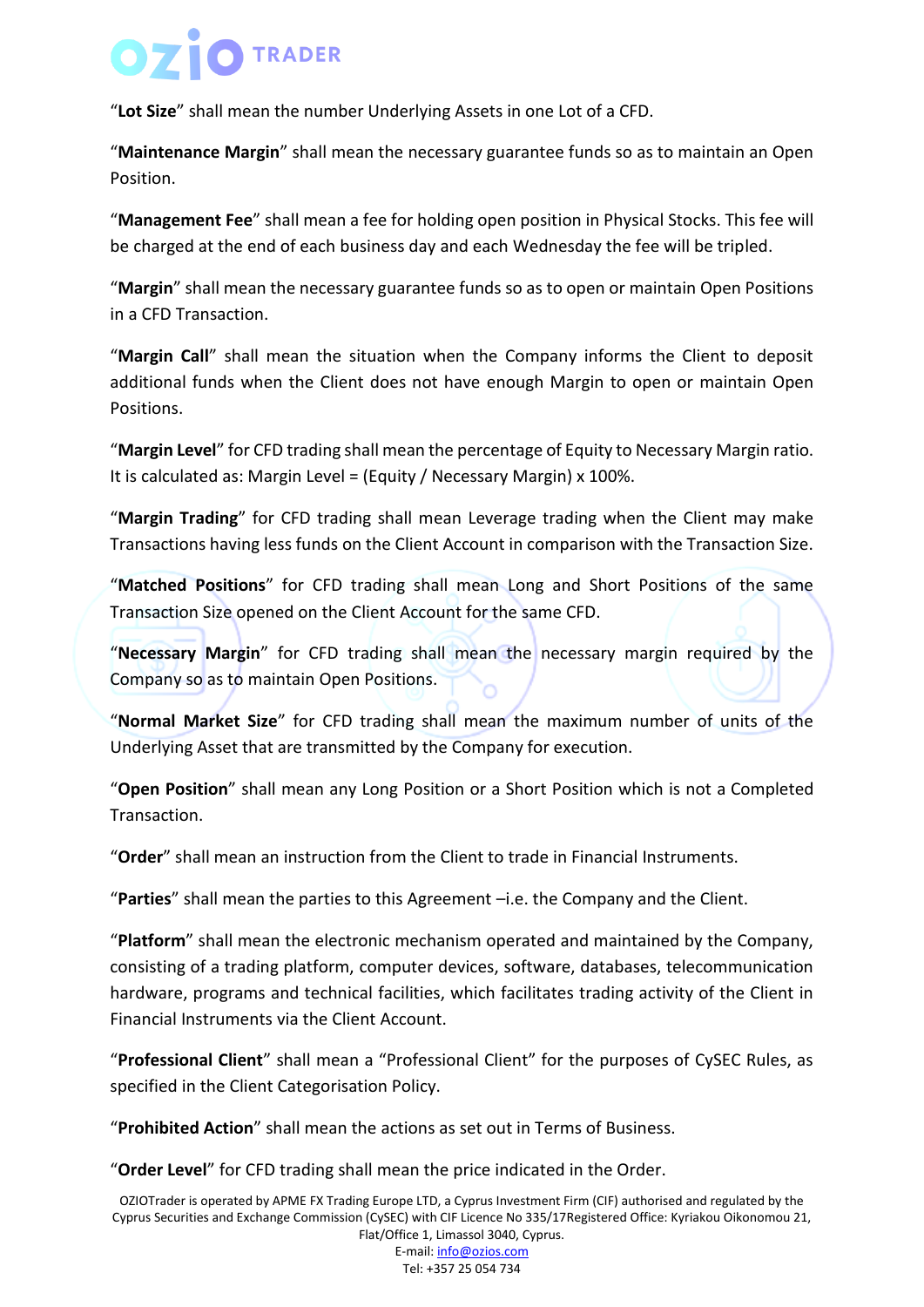"**Lot Size**" shall mean the number Underlying Assets in one Lot of a CFD.

"**Maintenance Margin**" shall mean the necessary guarantee funds so as to maintain an Open Position.

"**Management Fee**" shall mean a fee for holding open position in Physical Stocks. This fee will be charged at the end of each business day and each Wednesday the fee will be tripled.

"**Margin**" shall mean the necessary guarantee funds so as to open or maintain Open Positions in a CFD Transaction.

"**Margin Call**" shall mean the situation when the Company informs the Client to deposit additional funds when the Client does not have enough Margin to open or maintain Open Positions.

"**Margin Level**" for CFD trading shall mean the percentage of Equity to Necessary Margin ratio. It is calculated as: Margin Level = (Equity / Necessary Margin) x 100%.

"**Margin Trading**" for CFD trading shall mean Leverage trading when the Client may make Transactions having less funds on the Client Account in comparison with the Transaction Size.

"**Matched Positions**" for CFD trading shall mean Long and Short Positions of the same Transaction Size opened on the Client Account for the same CFD.

"**Necessary Margin**" for CFD trading shall mean the necessary margin required by the Company so as to maintain Open Positions.

"**Normal Market Size**" for CFD trading shall mean the maximum number of units of the Underlying Asset that are transmitted by the Company for execution.

"**Open Position**" shall mean any Long Position or a Short Position which is not a Completed Transaction.

"**Order**" shall mean an instruction from the Client to trade in Financial Instruments.

"**Parties**" shall mean the parties to this Agreement –i.e. the Company and the Client.

"**Platform**" shall mean the electronic mechanism operated and maintained by the Company, consisting of a trading platform, computer devices, software, databases, telecommunication hardware, programs and technical facilities, which facilitates trading activity of the Client in Financial Instruments via the Client Account.

"**Professional Client**" shall mean a "Professional Client" for the purposes of CySEC Rules, as specified in the Client Categorisation Policy.

"**Prohibited Action**" shall mean the actions as set out in Terms of Business.

"**Order Level**" for CFD trading shall mean the price indicated in the Order.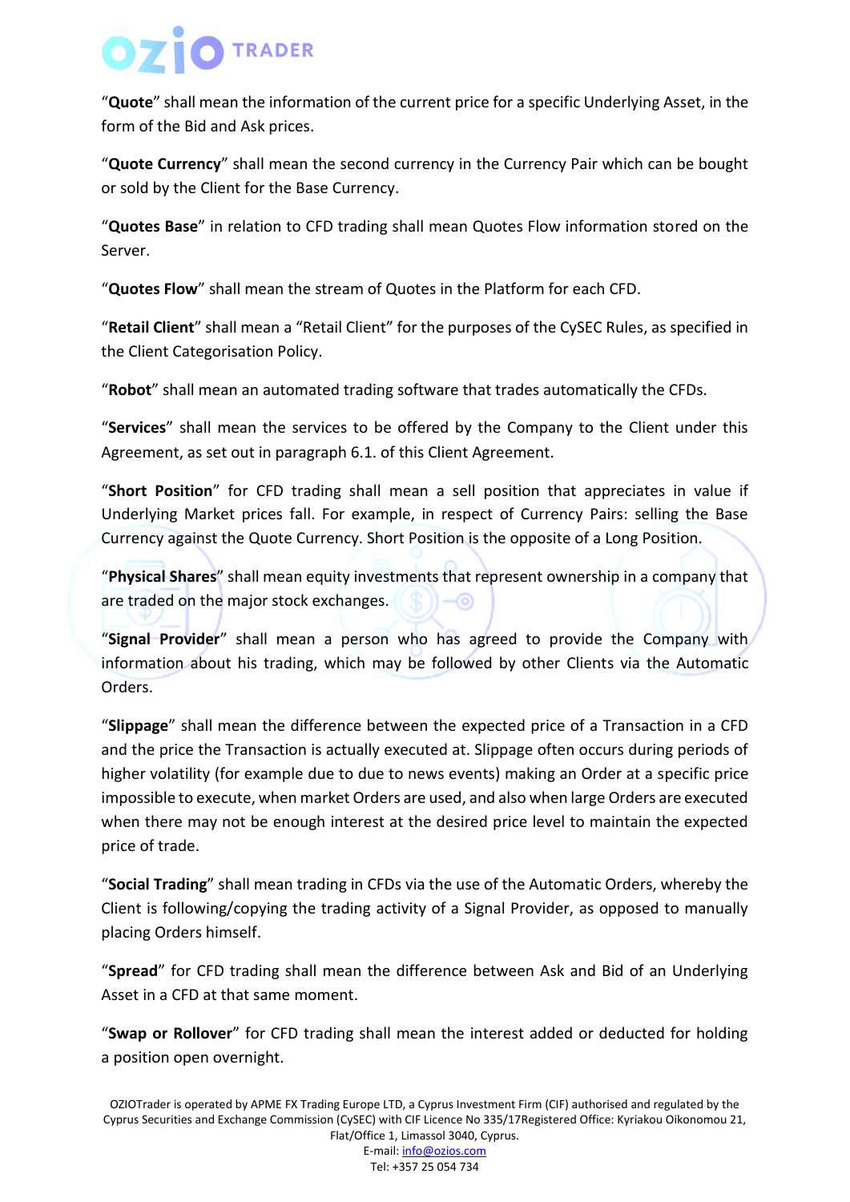"**Quote**" shall mean the information of the current price for a specific Underlying Asset, in the form of the Bid and Ask prices.

"**Quote Currency**" shall mean the second currency in the Currency Pair which can be bought or sold by the Client for the Base Currency.

"**Quotes Base**" in relation to CFD trading shall mean Quotes Flow information stored on the Server.

"**Quotes Flow**" shall mean the stream of Quotes in the Platform for each CFD.

"**Retail Client**" shall mean a "Retail Client" for the purposes of the CySEC Rules, as specified in the Client Categorisation Policy.

"**Robot**" shall mean an automated trading software that trades automatically the CFDs.

"**Services**" shall mean the services to be offered by the Company to the Client under this Agreement, as set out in paragraph 6.1. of this Client Agreement.

"**Short Position**" for CFD trading shall mean a sell position that appreciates in value if Underlying Market prices fall. For example, in respect of Currency Pairs: selling the Base Currency against the Quote Currency. Short Position is the opposite of a Long Position.

"**Physical Shares**" shall mean equity investments that represent ownership in a company that are traded on the major stock exchanges.

"**Signal Provider**" shall mean a person who has agreed to provide the Company with information about his trading, which may be followed by other Clients via the Automatic Orders.

"**Slippage**" shall mean the difference between the expected price of a Transaction in a CFD and the price the Transaction is actually executed at. Slippage often occurs during periods of higher volatility (for example due to due to news events) making an Order at a specific price impossible to execute, when market Orders are used, and also when large Orders are executed when there may not be enough interest at the desired price level to maintain the expected price of trade.

"**Social Trading**" shall mean trading in CFDs via the use of the Automatic Orders, whereby the Client is following/copying the trading activity of a Signal Provider, as opposed to manually placing Orders himself.

"**Spread**" for CFD trading shall mean the difference between Ask and Bid of an Underlying Asset in a CFD at that same moment.

"**Swap or Rollover**" for CFD trading shall mean the interest added or deducted for holding a position open overnight.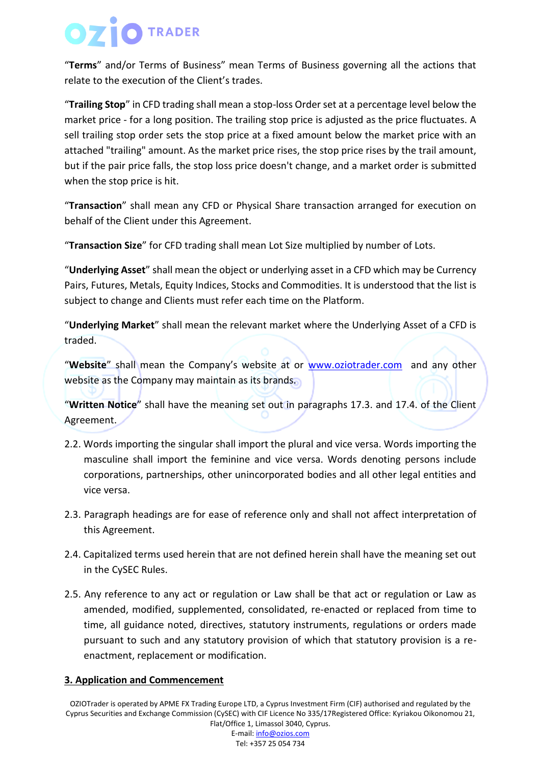“**Terms**” and/or Terms of Business” mean Terms of Business governing all the actions that relate to the execution of the Client’s trades.

“**Trailing Stop**” in CFD trading shall mean a stop-loss Order set at a percentage level below the market price - for a long position. The trailing stop price is adjusted as the price fluctuates. A sell trailing stop order sets the stop price at a fixed amount below the market price with an attached "trailing" amount. As the market price rises, the stop price rises by the trail amount, but if the pair price falls, the stop loss price doesn't change, and a market order is submitted when the stop price is hit.

“**Transaction**” shall mean any CFD or Physical Share transaction arranged for execution on behalf of the Client under this Agreement.

“**Transaction Size**” for CFD trading shall mean Lot Size multiplied by number of Lots.

“**Underlying Asset**” shall mean the object or underlying asset in a CFD which may be Currency Pairs, Futures, Metals, Equity Indices, Stocks and Commodities. It is understood that the list is subject to change and Clients must refer each time on the Platform.

“**Underlying Market**” shall mean the relevant market where the Underlying Asset of a CFD is traded.

“**Website**” shall mean the Company’s website at or www.oziotrader.com and any other website as the Company may maintain as its brands.

“**Written Notice**” shall have the meaning set out in paragraphs 17.3. and 17.4. of the Client Agreement.

2.2. Words importing the singular shall import the plural and vice versa. Words importing the masculine shall import the feminine and vice versa. Words denoting persons include corporations, partnerships, other unincorporated bodies and all other legal entities and vice versa.

2.3. Paragraph headings are for ease of reference only and shall not affect interpretation of this Agreement.

2.4. Capitalized terms used herein that are not defined herein shall have the meaning set out in the CySEC Rules.

2.5. Any reference to any act or regulation or Law shall be that act or regulation or Law as amended, modified, supplemented, consolidated, re-enacted or replaced from time to time, all guidance noted, directives, statutory instruments, regulations or orders made pursuant to such and any statutory provision of which that statutory provision is a re-enactment, replacement or modification.

## 3. Application and Commencement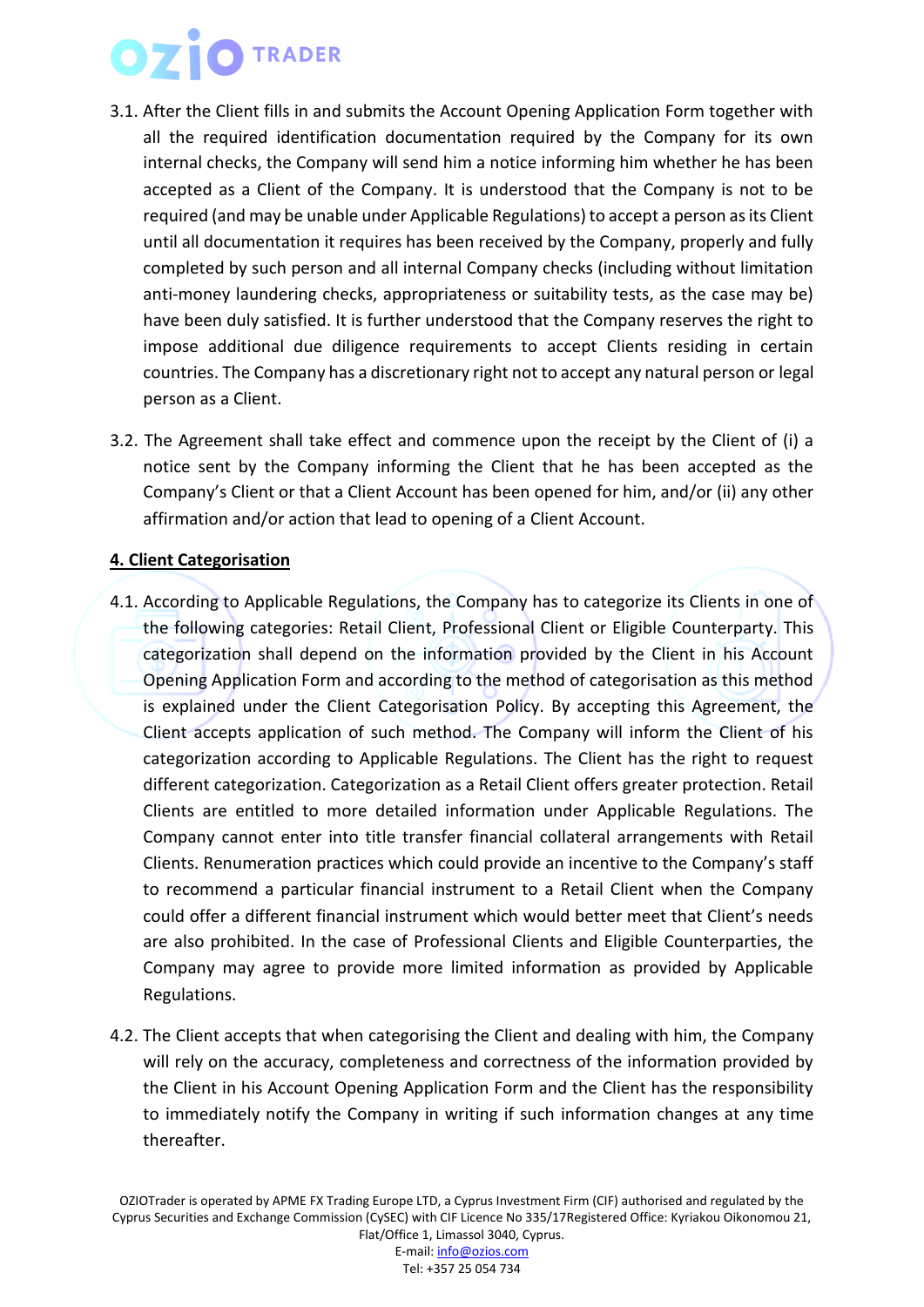3.1. After the Client fills in and submits the Account Opening Application Form together with all the required identification documentation required by the Company for its own internal checks, the Company will send him a notice informing him whether he has been accepted as a Client of the Company. It is understood that the Company is not to be required (and may be unable under Applicable Regulations) to accept a person as its Client until all documentation it requires has been received by the Company, properly and fully completed by such person and all internal Company checks (including without limitation anti-money laundering checks, appropriateness or suitability tests, as the case may be) have been duly satisfied. It is further understood that the Company reserves the right to impose additional due diligence requirements to accept Clients residing in certain countries. The Company has a discretionary right not to accept any natural person or legal person as a Client.

3.2. The Agreement shall take effect and commence upon the receipt by the Client of (i) a notice sent by the Company informing the Client that he has been accepted as the Company's Client or that a Client Account has been opened for him, and/or (ii) any other affirmation and/or action that lead to opening of a Client Account.

**4. Client Categorisation**

4.1. According to Applicable Regulations, the Company has to categorize its Clients in one of the following categories: Retail Client, Professional Client or Eligible Counterparty. This categorization shall depend on the information provided by the Client in his Account Opening Application Form and according to the method of categorisation as this method is explained under the Client Categorisation Policy. By accepting this Agreement, the Client accepts application of such method. The Company will inform the Client of his categorization according to Applicable Regulations. The Client has the right to request different categorization. Categorization as a Retail Client offers greater protection. Retail Clients are entitled to more detailed information under Applicable Regulations. The Company cannot enter into title transfer financial collateral arrangements with Retail Clients. Renumeration practices which could provide an incentive to the Company's staff to recommend a particular financial instrument to a Retail Client when the Company could offer a different financial instrument which would better meet that Client's needs are also prohibited. In the case of Professional Clients and Eligible Counterparties, the Company may agree to provide more limited information as provided by Applicable Regulations.

4.2. The Client accepts that when categorising the Client and dealing with him, the Company will rely on the accuracy, completeness and correctness of the information provided by the Client in his Account Opening Application Form and the Client has the responsibility to immediately notify the Company in writing if such information changes at any time thereafter.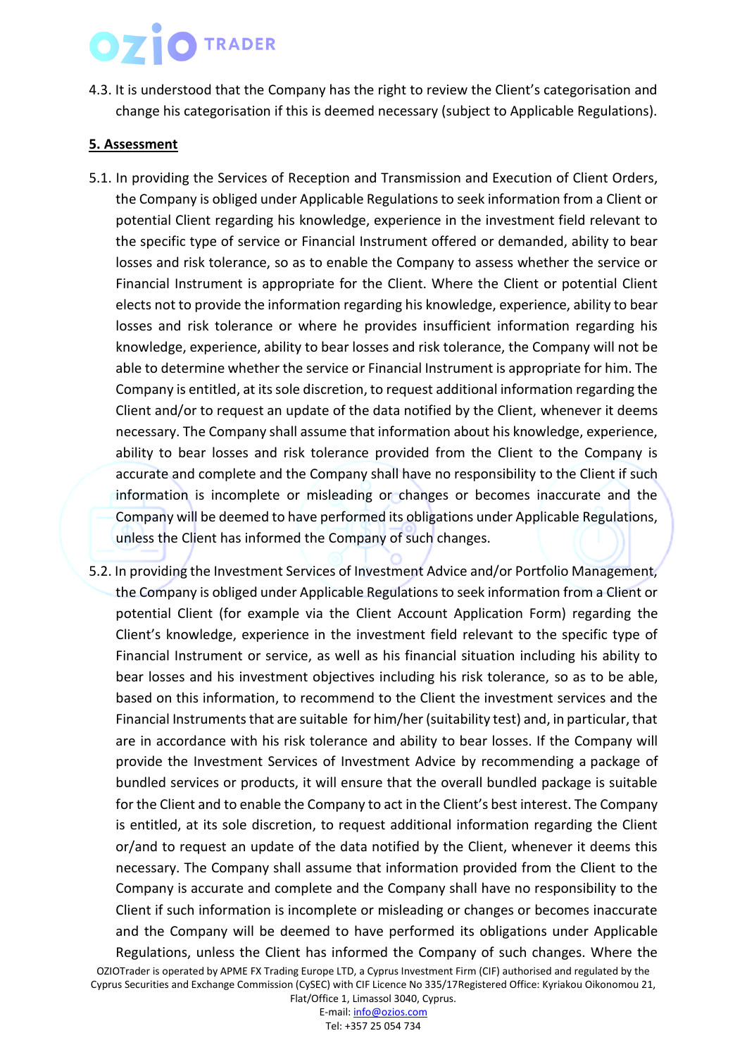4.3. It is understood that the Company has the right to review the Client's categorisation and change his categorisation if this is deemed necessary (subject to Applicable Regulations).

**5. Assessment**

5.1. In providing the Services of Reception and Transmission and Execution of Client Orders, the Company is obliged under Applicable Regulations to seek information from a Client or potential Client regarding his knowledge, experience in the investment field relevant to the specific type of service or Financial Instrument offered or demanded, ability to bear losses and risk tolerance, so as to enable the Company to assess whether the service or Financial Instrument is appropriate for the Client. Where the Client or potential Client elects not to provide the information regarding his knowledge, experience, ability to bear losses and risk tolerance or where he provides insufficient information regarding his knowledge, experience, ability to bear losses and risk tolerance, the Company will not be able to determine whether the service or Financial Instrument is appropriate for him. The Company is entitled, at its sole discretion, to request additional information regarding the Client and/or to request an update of the data notified by the Client, whenever it deems necessary. The Company shall assume that information about his knowledge, experience, ability to bear losses and risk tolerance provided from the Client to the Company is accurate and complete and the Company shall have no responsibility to the Client if such information is incomplete or misleading or changes or becomes inaccurate and the Company will be deemed to have performed its obligations under Applicable Regulations, unless the Client has informed the Company of such changes.

5.2. In providing the Investment Services of Investment Advice and/or Portfolio Management, the Company is obliged under Applicable Regulations to seek information from a Client or potential Client (for example via the Client Account Application Form) regarding the Client's knowledge, experience in the investment field relevant to the specific type of Financial Instrument or service, as well as his financial situation including his ability to bear losses and his investment objectives including his risk tolerance, so as to be able, based on this information, to recommend to the Client the investment services and the Financial Instruments that are suitable for him/her (suitability test) and, in particular, that are in accordance with his risk tolerance and ability to bear losses. If the Company will provide the Investment Services of Investment Advice by recommending a package of bundled services or products, it will ensure that the overall bundled package is suitable for the Client and to enable the Company to act in the Client's best interest. The Company is entitled, at its sole discretion, to request additional information regarding the Client or/and to request an update of the data notified by the Client, whenever it deems this necessary. The Company shall assume that information provided from the Client to the Company is accurate and complete and the Company shall have no responsibility to the Client if such information is incomplete or misleading or changes or becomes inaccurate and the Company will be deemed to have performed its obligations under Applicable Regulations, unless the Client has informed the Company of such changes. Where the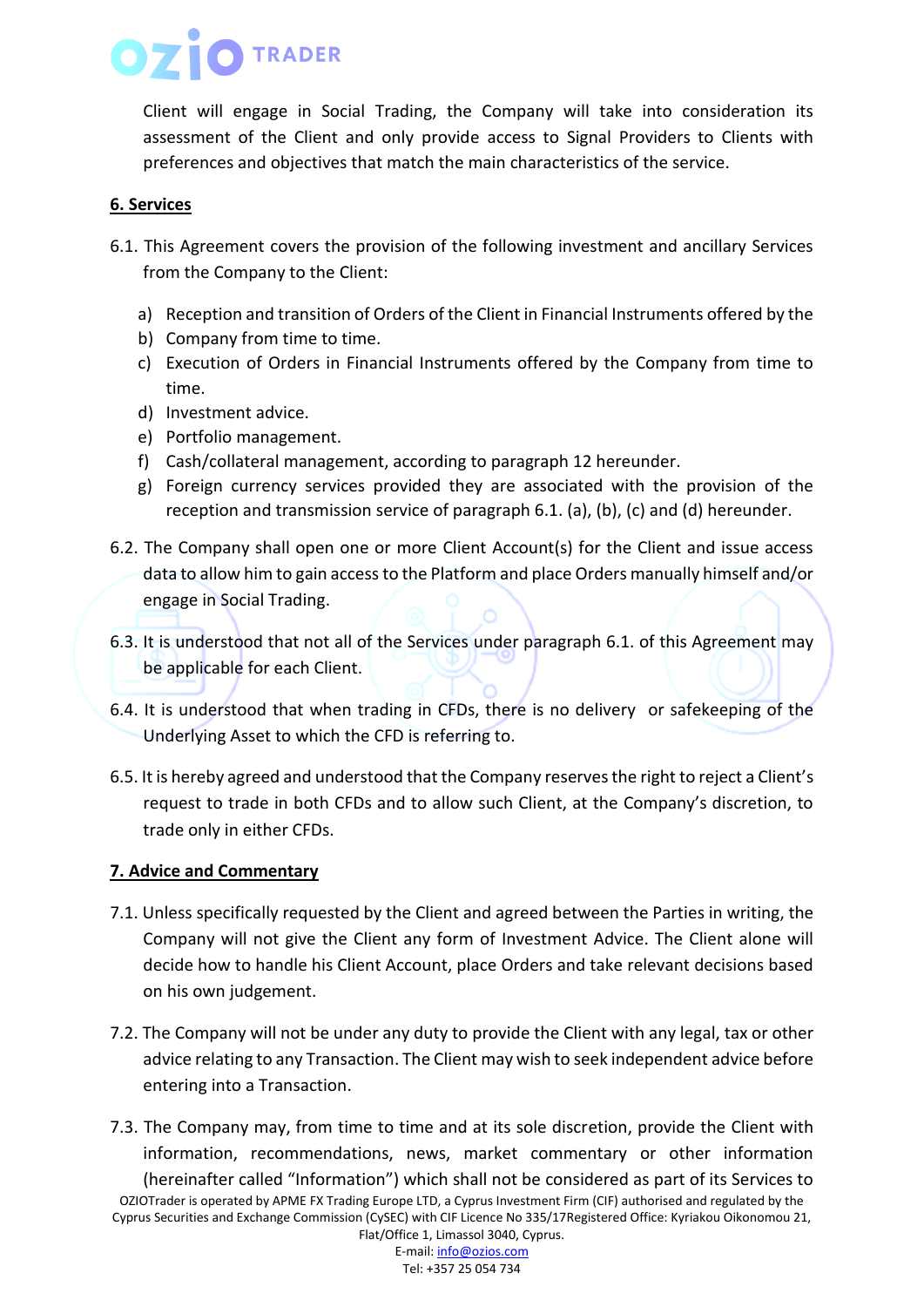Client will engage in Social Trading, the Company will take into consideration its assessment of the Client and only provide access to Signal Providers to Clients with preferences and objectives that match the main characteristics of the service.

## 6. Services

6.1. This Agreement covers the provision of the following investment and ancillary Services from the Company to the Client:

a) Reception and transition of Orders of the Client in Financial Instruments offered by the
b) Company from time to time.
c) Execution of Orders in Financial Instruments offered by the Company from time to time.
d) Investment advice.
e) Portfolio management.
f) Cash/collateral management, according to paragraph 12 hereunder.
g) Foreign currency services provided they are associated with the provision of the reception and transmission service of paragraph 6.1. (a), (b), (c) and (d) hereunder.

6.2. The Company shall open one or more Client Account(s) for the Client and issue access data to allow him to gain access to the Platform and place Orders manually himself and/or engage in Social Trading.

6.3. It is understood that not all of the Services under paragraph 6.1. of this Agreement may be applicable for each Client.

6.4. It is understood that when trading in CFDs, there is no delivery or safekeeping of the Underlying Asset to which the CFD is referring to.

6.5. It is hereby agreed and understood that the Company reserves the right to reject a Client's request to trade in both CFDs and to allow such Client, at the Company's discretion, to trade only in either CFDs.

## 7. Advice and Commentary

7.1. Unless specifically requested by the Client and agreed between the Parties in writing, the Company will not give the Client any form of Investment Advice. The Client alone will decide how to handle his Client Account, place Orders and take relevant decisions based on his own judgement.

7.2. The Company will not be under any duty to provide the Client with any legal, tax or other advice relating to any Transaction. The Client may wish to seek independent advice before entering into a Transaction.

7.3. The Company may, from time to time and at its sole discretion, provide the Client with information, recommendations, news, market commentary or other information (hereinafter called "Information") which shall not be considered as part of its Services to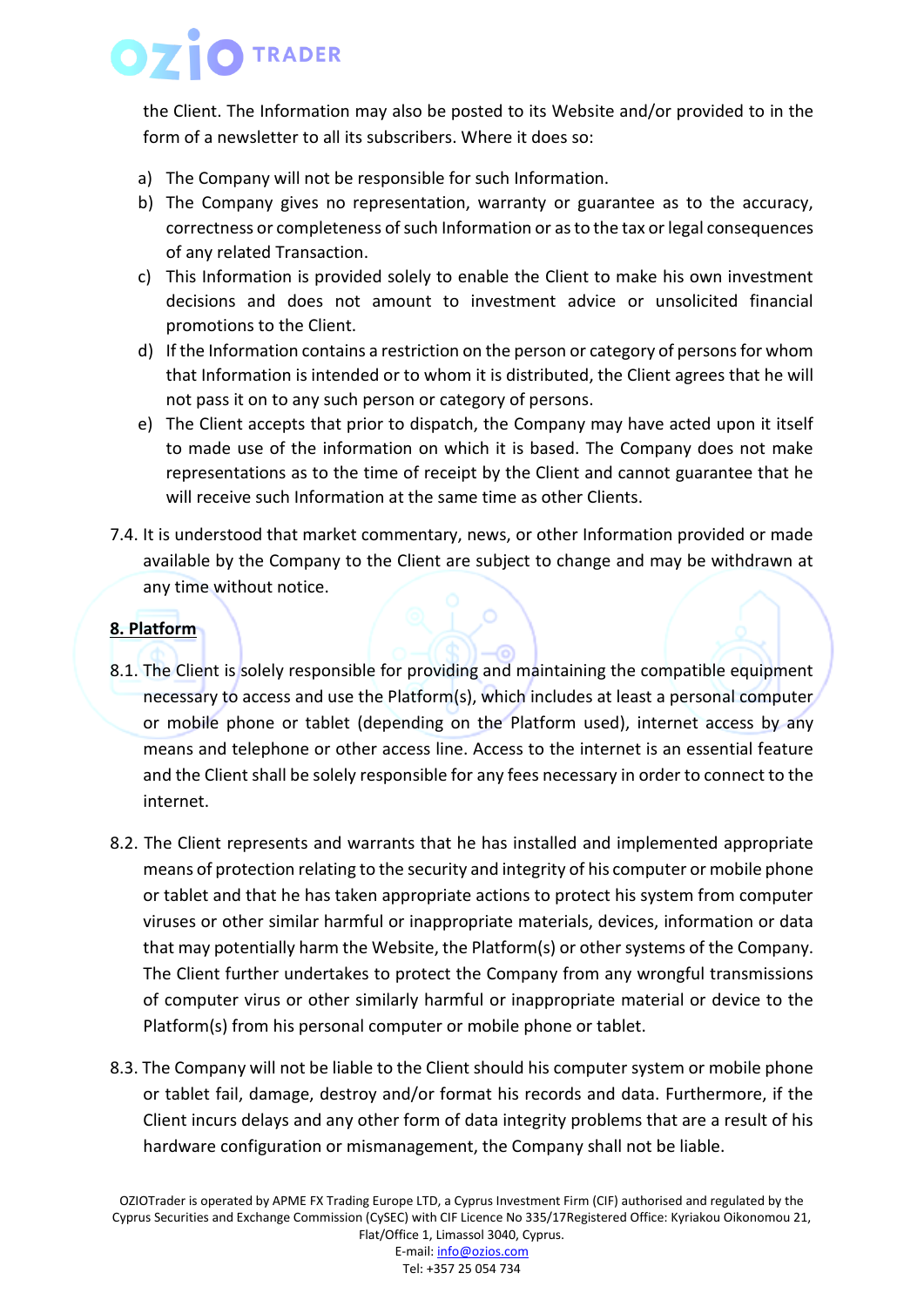the Client. The Information may also be posted to its Website and/or provided to in the form of a newsletter to all its subscribers. Where it does so:

a) The Company will not be responsible for such Information.
b) The Company gives no representation, warranty or guarantee as to the accuracy, correctness or completeness of such Information or as to the tax or legal consequences of any related Transaction.
c) This Information is provided solely to enable the Client to make his own investment decisions and does not amount to investment advice or unsolicited financial promotions to the Client.
d) If the Information contains a restriction on the person or category of persons for whom that Information is intended or to whom it is distributed, the Client agrees that he will not pass it on to any such person or category of persons.
e) The Client accepts that prior to dispatch, the Company may have acted upon it itself to made use of the information on which it is based. The Company does not make representations as to the time of receipt by the Client and cannot guarantee that he will receive such Information at the same time as other Clients.

7.4. It is understood that market commentary, news, or other Information provided or made available by the Company to the Client are subject to change and may be withdrawn at any time without notice.

## 8. Platform

8.1. The Client is solely responsible for providing and maintaining the compatible equipment necessary to access and use the Platform(s), which includes at least a personal computer or mobile phone or tablet (depending on the Platform used), internet access by any means and telephone or other access line. Access to the internet is an essential feature and the Client shall be solely responsible for any fees necessary in order to connect to the internet.

8.2. The Client represents and warrants that he has installed and implemented appropriate means of protection relating to the security and integrity of his computer or mobile phone or tablet and that he has taken appropriate actions to protect his system from computer viruses or other similar harmful or inappropriate materials, devices, information or data that may potentially harm the Website, the Platform(s) or other systems of the Company. The Client further undertakes to protect the Company from any wrongful transmissions of computer virus or other similarly harmful or inappropriate material or device to the Platform(s) from his personal computer or mobile phone or tablet.

8.3. The Company will not be liable to the Client should his computer system or mobile phone or tablet fail, damage, destroy and/or format his records and data. Furthermore, if the Client incurs delays and any other form of data integrity problems that are a result of his hardware configuration or mismanagement, the Company shall not be liable.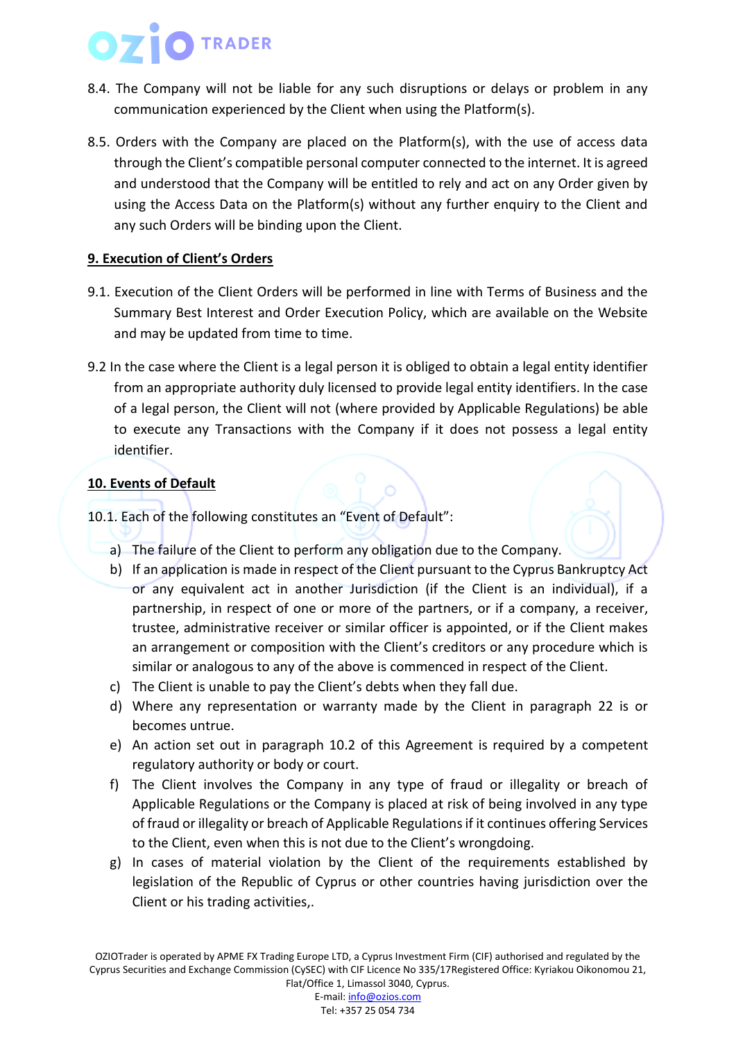8.4. The Company will not be liable for any such disruptions or delays or problem in any communication experienced by the Client when using the Platform(s).

8.5. Orders with the Company are placed on the Platform(s), with the use of access data through the Client's compatible personal computer connected to the internet. It is agreed and understood that the Company will be entitled to rely and act on any Order given by using the Access Data on the Platform(s) without any further enquiry to the Client and any such Orders will be binding upon the Client.

## 9. Execution of Client's Orders

9.1. Execution of the Client Orders will be performed in line with Terms of Business and the Summary Best Interest and Order Execution Policy, which are available on the Website and may be updated from time to time.

9.2 In the case where the Client is a legal person it is obliged to obtain a legal entity identifier from an appropriate authority duly licensed to provide legal entity identifiers. In the case of a legal person, the Client will not (where provided by Applicable Regulations) be able to execute any Transactions with the Company if it does not possess a legal entity identifier.

## 10. Events of Default

10.1. Each of the following constitutes an "Event of Default":

a) The failure of the Client to perform any obligation due to the Company.
b) If an application is made in respect of the Client pursuant to the Cyprus Bankruptcy Act or any equivalent act in another Jurisdiction (if the Client is an individual), if a partnership, in respect of one or more of the partners, or if a company, a receiver, trustee, administrative receiver or similar officer is appointed, or if the Client makes an arrangement or composition with the Client's creditors or any procedure which is similar or analogous to any of the above is commenced in respect of the Client.
c) The Client is unable to pay the Client's debts when they fall due.
d) Where any representation or warranty made by the Client in paragraph 22 is or becomes untrue.
e) An action set out in paragraph 10.2 of this Agreement is required by a competent regulatory authority or body or court.
f) The Client involves the Company in any type of fraud or illegality or breach of Applicable Regulations or the Company is placed at risk of being involved in any type of fraud or illegality or breach of Applicable Regulations if it continues offering Services to the Client, even when this is not due to the Client's wrongdoing.
g) In cases of material violation by the Client of the requirements established by legislation of the Republic of Cyprus or other countries having jurisdiction over the Client or his trading activities,.

OZIOTrader is operated by APME FX Trading Europe LTD, a Cyprus Investment Firm (CIF) authorised and regulated by the Cyprus Securities and Exchange Commission (CySEC) with CIF Licence No 335/17Registered Office: Kyriakou Oikonomou 21, Flat/Office 1, Limassol 3040, Cyprus.
E-mail: info@ozios.com
Tel: +357 25 054 734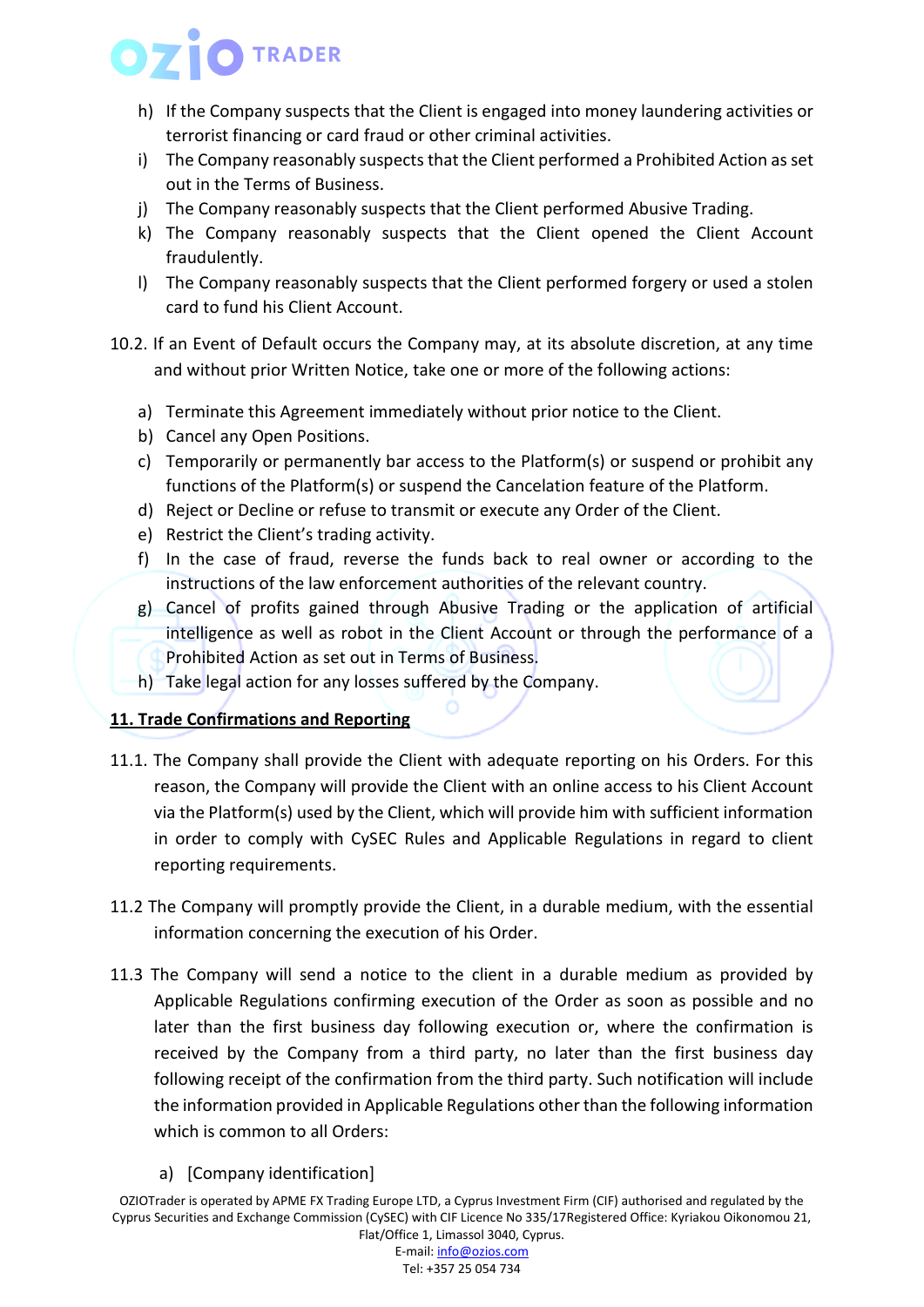h) If the Company suspects that the Client is engaged into money laundering activities or terrorist financing or card fraud or other criminal activities.
i) The Company reasonably suspects that the Client performed a Prohibited Action as set out in the Terms of Business.
j) The Company reasonably suspects that the Client performed Abusive Trading.
k) The Company reasonably suspects that the Client opened the Client Account fraudulently.
l) The Company reasonably suspects that the Client performed forgery or used a stolen card to fund his Client Account.

10.2. If an Event of Default occurs the Company may, at its absolute discretion, at any time and without prior Written Notice, take one or more of the following actions:

a) Terminate this Agreement immediately without prior notice to the Client.
b) Cancel any Open Positions.
c) Temporarily or permanently bar access to the Platform(s) or suspend or prohibit any functions of the Platform(s) or suspend the Cancelation feature of the Platform.
d) Reject or Decline or refuse to transmit or execute any Order of the Client.
e) Restrict the Client's trading activity.
f) In the case of fraud, reverse the funds back to real owner or according to the instructions of the law enforcement authorities of the relevant country.
g) Cancel of profits gained through Abusive Trading or the application of artificial intelligence as well as robot in the Client Account or through the performance of a Prohibited Action as set out in Terms of Business.
h) Take legal action for any losses suffered by the Company.

**11. Trade Confirmations and Reporting**

11.1. The Company shall provide the Client with adequate reporting on his Orders. For this reason, the Company will provide the Client with an online access to his Client Account via the Platform(s) used by the Client, which will provide him with sufficient information in order to comply with CySEC Rules and Applicable Regulations in regard to client reporting requirements.

11.2 The Company will promptly provide the Client, in a durable medium, with the essential information concerning the execution of his Order.

11.3 The Company will send a notice to the client in a durable medium as provided by Applicable Regulations confirming execution of the Order as soon as possible and no later than the first business day following execution or, where the confirmation is received by the Company from a third party, no later than the first business day following receipt of the confirmation from the third party. Such notification will include the information provided in Applicable Regulations other than the following information which is common to all Orders:

a) [Company identification]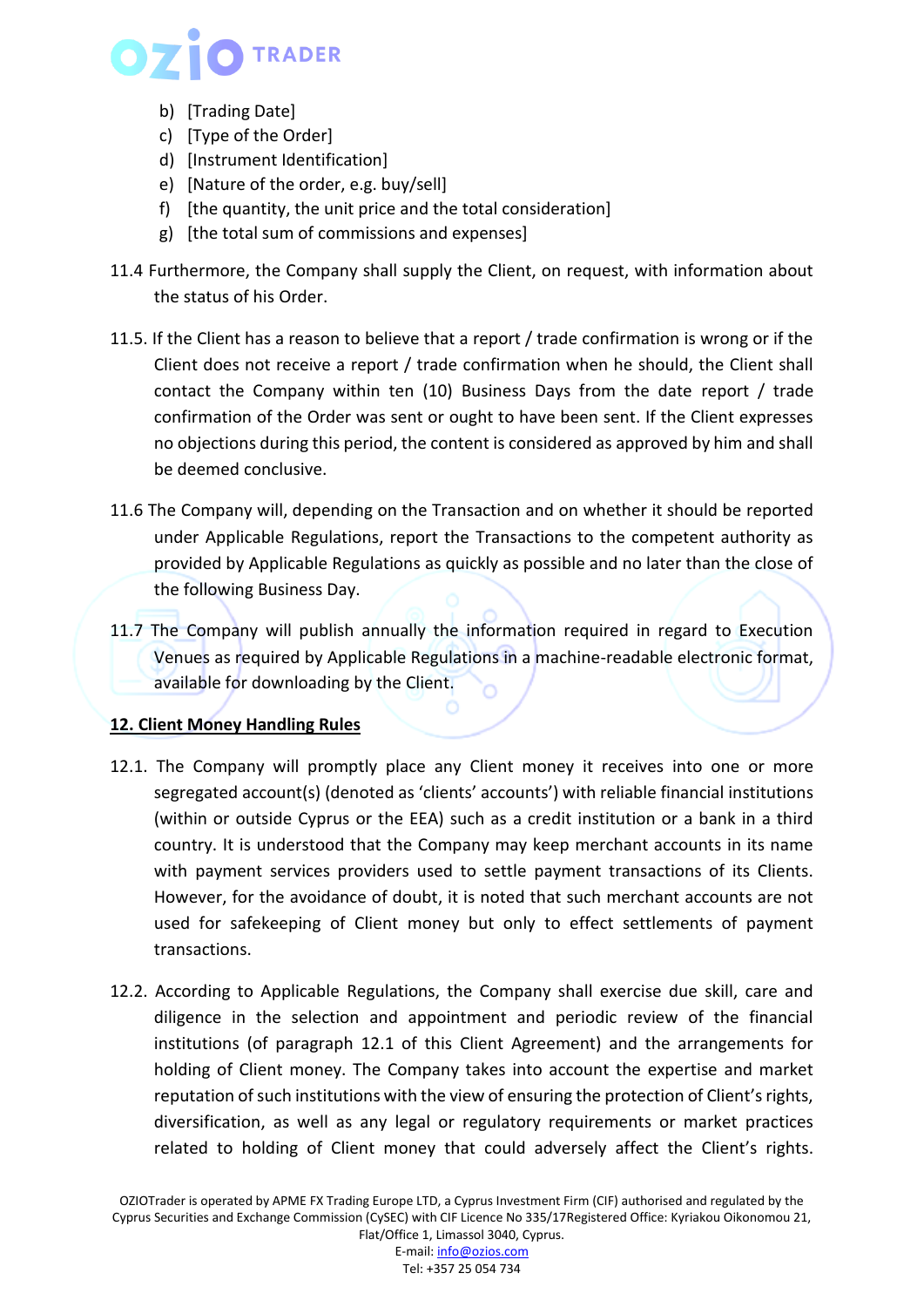b) [Trading Date]
c) [Type of the Order]
d) [Instrument Identification]
e) [Nature of the order, e.g. buy/sell]
f) [the quantity, the unit price and the total consideration]
g) [the total sum of commissions and expenses]

11.4 Furthermore, the Company shall supply the Client, on request, with information about the status of his Order.

11.5. If the Client has a reason to believe that a report / trade confirmation is wrong or if the Client does not receive a report / trade confirmation when he should, the Client shall contact the Company within ten (10) Business Days from the date report / trade confirmation of the Order was sent or ought to have been sent. If the Client expresses no objections during this period, the content is considered as approved by him and shall be deemed conclusive.

11.6 The Company will, depending on the Transaction and on whether it should be reported under Applicable Regulations, report the Transactions to the competent authority as provided by Applicable Regulations as quickly as possible and no later than the close of the following Business Day.

11.7 The Company will publish annually the information required in regard to Execution Venues as required by Applicable Regulations in a machine-readable electronic format, available for downloading by the Client.

**12. Client Money Handling Rules**

12.1. The Company will promptly place any Client money it receives into one or more segregated account(s) (denoted as 'clients' accounts') with reliable financial institutions (within or outside Cyprus or the EEA) such as a credit institution or a bank in a third country. It is understood that the Company may keep merchant accounts in its name with payment services providers used to settle payment transactions of its Clients. However, for the avoidance of doubt, it is noted that such merchant accounts are not used for safekeeping of Client money but only to effect settlements of payment transactions.

12.2. According to Applicable Regulations, the Company shall exercise due skill, care and diligence in the selection and appointment and periodic review of the financial institutions (of paragraph 12.1 of this Client Agreement) and the arrangements for holding of Client money. The Company takes into account the expertise and market reputation of such institutions with the view of ensuring the protection of Client's rights, diversification, as well as any legal or regulatory requirements or market practices related to holding of Client money that could adversely affect the Client's rights.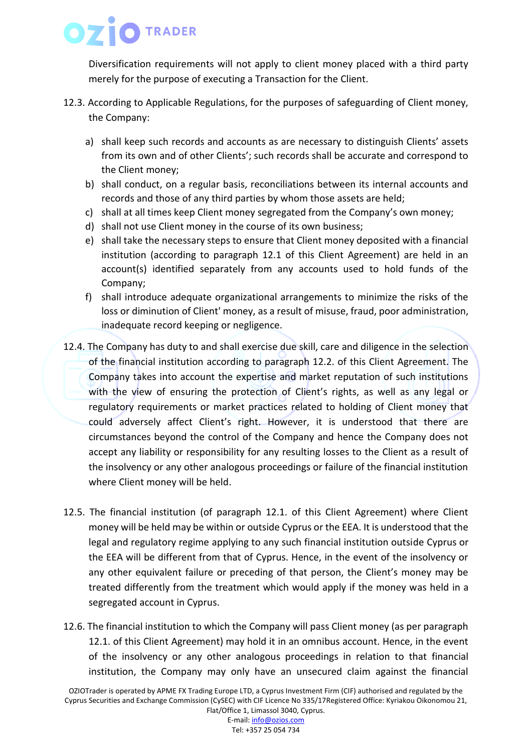Diversification requirements will not apply to client money placed with a third party merely for the purpose of executing a Transaction for the Client.

12.3. According to Applicable Regulations, for the purposes of safeguarding of Client money, the Company:

a) shall keep such records and accounts as are necessary to distinguish Clients' assets from its own and of other Clients'; such records shall be accurate and correspond to the Client money;
b) shall conduct, on a regular basis, reconciliations between its internal accounts and records and those of any third parties by whom those assets are held;
c) shall at all times keep Client money segregated from the Company's own money;
d) shall not use Client money in the course of its own business;
e) shall take the necessary steps to ensure that Client money deposited with a financial institution (according to paragraph 12.1 of this Client Agreement) are held in an account(s) identified separately from any accounts used to hold funds of the Company;
f) shall introduce adequate organizational arrangements to minimize the risks of the loss or diminution of Client' money, as a result of misuse, fraud, poor administration, inadequate record keeping or negligence.

12.4. The Company has duty to and shall exercise due skill, care and diligence in the selection of the financial institution according to paragraph 12.2. of this Client Agreement. The Company takes into account the expertise and market reputation of such institutions with the view of ensuring the protection of Client's rights, as well as any legal or regulatory requirements or market practices related to holding of Client money that could adversely affect Client's right. However, it is understood that there are circumstances beyond the control of the Company and hence the Company does not accept any liability or responsibility for any resulting losses to the Client as a result of the insolvency or any other analogous proceedings or failure of the financial institution where Client money will be held.

12.5. The financial institution (of paragraph 12.1. of this Client Agreement) where Client money will be held may be within or outside Cyprus or the EEA. It is understood that the legal and regulatory regime applying to any such financial institution outside Cyprus or the EEA will be different from that of Cyprus. Hence, in the event of the insolvency or any other equivalent failure or preceding of that person, the Client's money may be treated differently from the treatment which would apply if the money was held in a segregated account in Cyprus.

12.6. The financial institution to which the Company will pass Client money (as per paragraph 12.1. of this Client Agreement) may hold it in an omnibus account. Hence, in the event of the insolvency or any other analogous proceedings in relation to that financial institution, the Company may only have an unsecured claim against the financial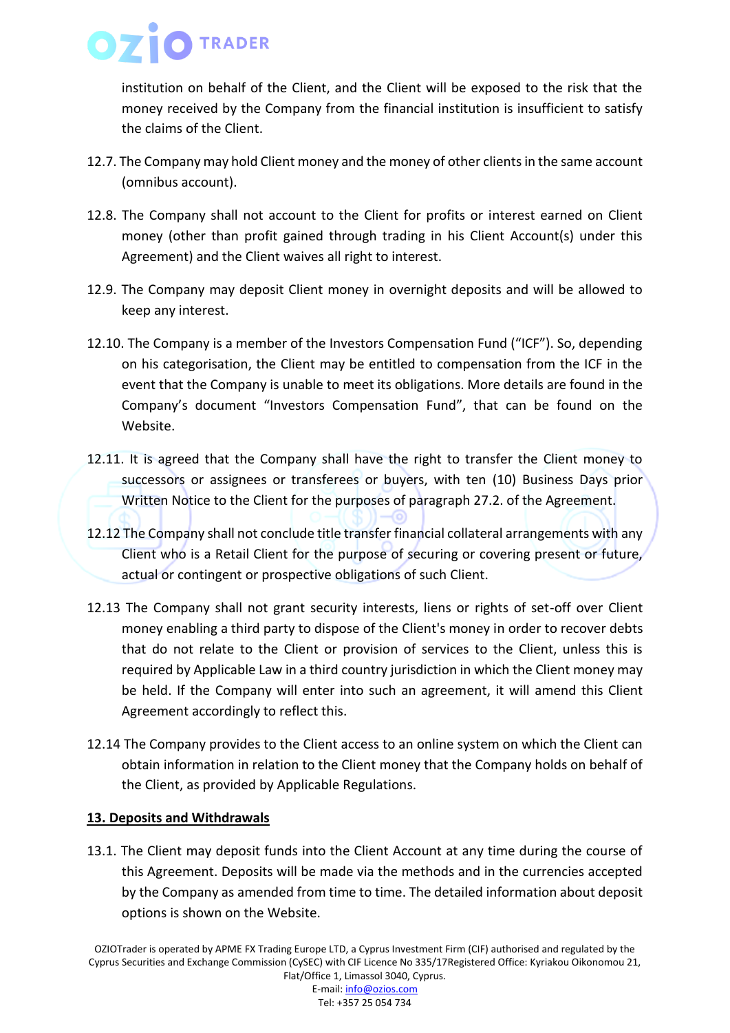institution on behalf of the Client, and the Client will be exposed to the risk that the money received by the Company from the financial institution is insufficient to satisfy the claims of the Client.

12.7. The Company may hold Client money and the money of other clients in the same account (omnibus account).

12.8. The Company shall not account to the Client for profits or interest earned on Client money (other than profit gained through trading in his Client Account(s) under this Agreement) and the Client waives all right to interest.

12.9. The Company may deposit Client money in overnight deposits and will be allowed to keep any interest.

12.10. The Company is a member of the Investors Compensation Fund ("ICF"). So, depending on his categorisation, the Client may be entitled to compensation from the ICF in the event that the Company is unable to meet its obligations. More details are found in the Company's document "Investors Compensation Fund", that can be found on the Website.

12.11. It is agreed that the Company shall have the right to transfer the Client money to successors or assignees or transferees or buyers, with ten (10) Business Days prior Written Notice to the Client for the purposes of paragraph 27.2. of the Agreement.

12.12 The Company shall not conclude title transfer financial collateral arrangements with any Client who is a Retail Client for the purpose of securing or covering present or future, actual or contingent or prospective obligations of such Client.

12.13 The Company shall not grant security interests, liens or rights of set-off over Client money enabling a third party to dispose of the Client's money in order to recover debts that do not relate to the Client or provision of services to the Client, unless this is required by Applicable Law in a third country jurisdiction in which the Client money may be held. If the Company will enter into such an agreement, it will amend this Client Agreement accordingly to reflect this.

12.14 The Company provides to the Client access to an online system on which the Client can obtain information in relation to the Client money that the Company holds on behalf of the Client, as provided by Applicable Regulations.

**13. Deposits and Withdrawals**

13.1. The Client may deposit funds into the Client Account at any time during the course of this Agreement. Deposits will be made via the methods and in the currencies accepted by the Company as amended from time to time. The detailed information about deposit options is shown on the Website.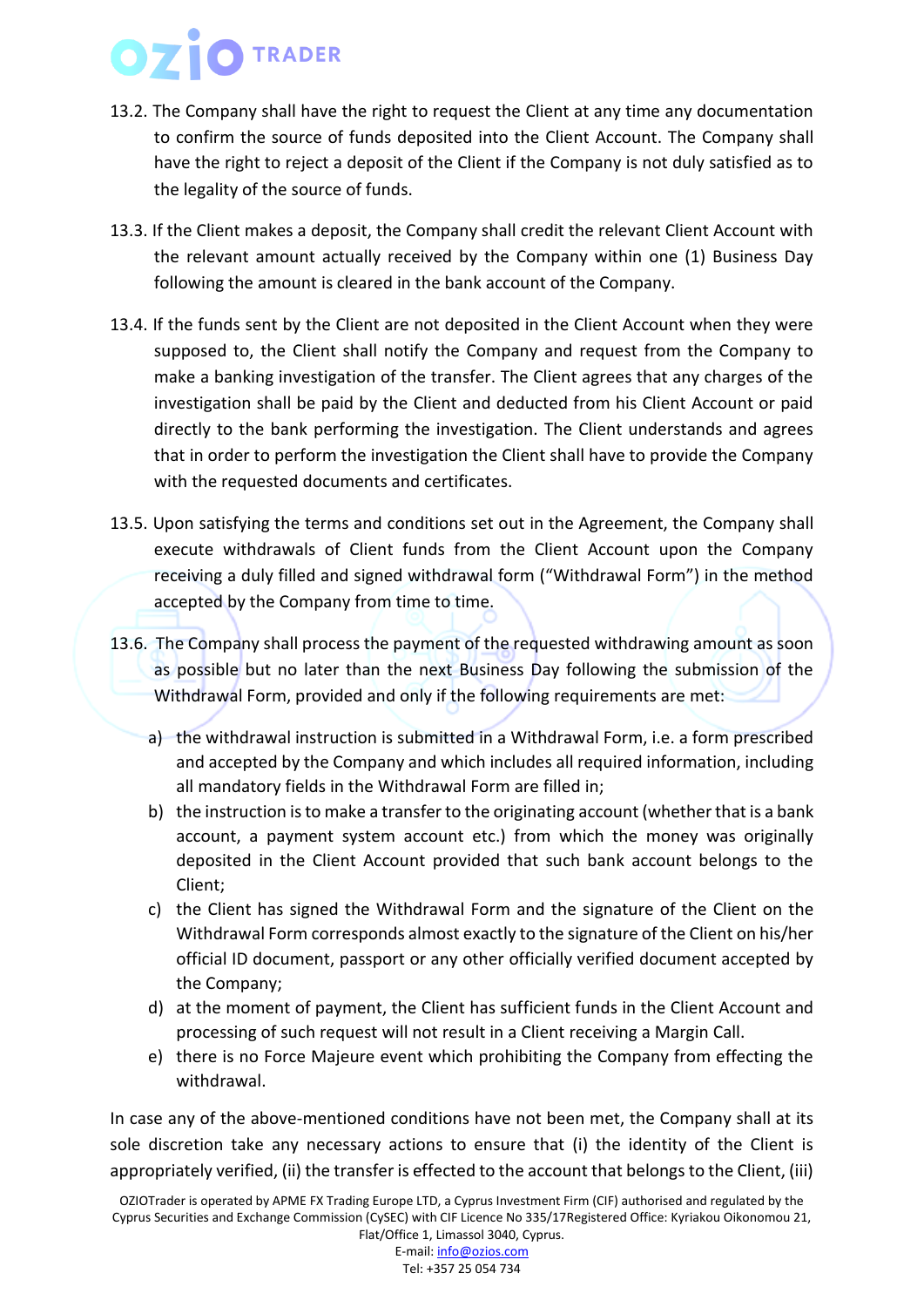13.2. The Company shall have the right to request the Client at any time any documentation to confirm the source of funds deposited into the Client Account. The Company shall have the right to reject a deposit of the Client if the Company is not duly satisfied as to the legality of the source of funds.

13.3. If the Client makes a deposit, the Company shall credit the relevant Client Account with the relevant amount actually received by the Company within one (1) Business Day following the amount is cleared in the bank account of the Company.

13.4. If the funds sent by the Client are not deposited in the Client Account when they were supposed to, the Client shall notify the Company and request from the Company to make a banking investigation of the transfer. The Client agrees that any charges of the investigation shall be paid by the Client and deducted from his Client Account or paid directly to the bank performing the investigation. The Client understands and agrees that in order to perform the investigation the Client shall have to provide the Company with the requested documents and certificates.

13.5. Upon satisfying the terms and conditions set out in the Agreement, the Company shall execute withdrawals of Client funds from the Client Account upon the Company receiving a duly filled and signed withdrawal form ("Withdrawal Form") in the method accepted by the Company from time to time.

13.6. The Company shall process the payment of the requested withdrawing amount as soon as possible but no later than the next Business Day following the submission of the Withdrawal Form, provided and only if the following requirements are met:

a) the withdrawal instruction is submitted in a Withdrawal Form, i.e. a form prescribed and accepted by the Company and which includes all required information, including all mandatory fields in the Withdrawal Form are filled in;
b) the instruction is to make a transfer to the originating account (whether that is a bank account, a payment system account etc.) from which the money was originally deposited in the Client Account provided that such bank account belongs to the Client;
c) the Client has signed the Withdrawal Form and the signature of the Client on the Withdrawal Form corresponds almost exactly to the signature of the Client on his/her official ID document, passport or any other officially verified document accepted by the Company;
d) at the moment of payment, the Client has sufficient funds in the Client Account and processing of such request will not result in a Client receiving a Margin Call.
e) there is no Force Majeure event which prohibiting the Company from effecting the withdrawal.

In case any of the above-mentioned conditions have not been met, the Company shall at its sole discretion take any necessary actions to ensure that (i) the identity of the Client is appropriately verified, (ii) the transfer is effected to the account that belongs to the Client, (iii)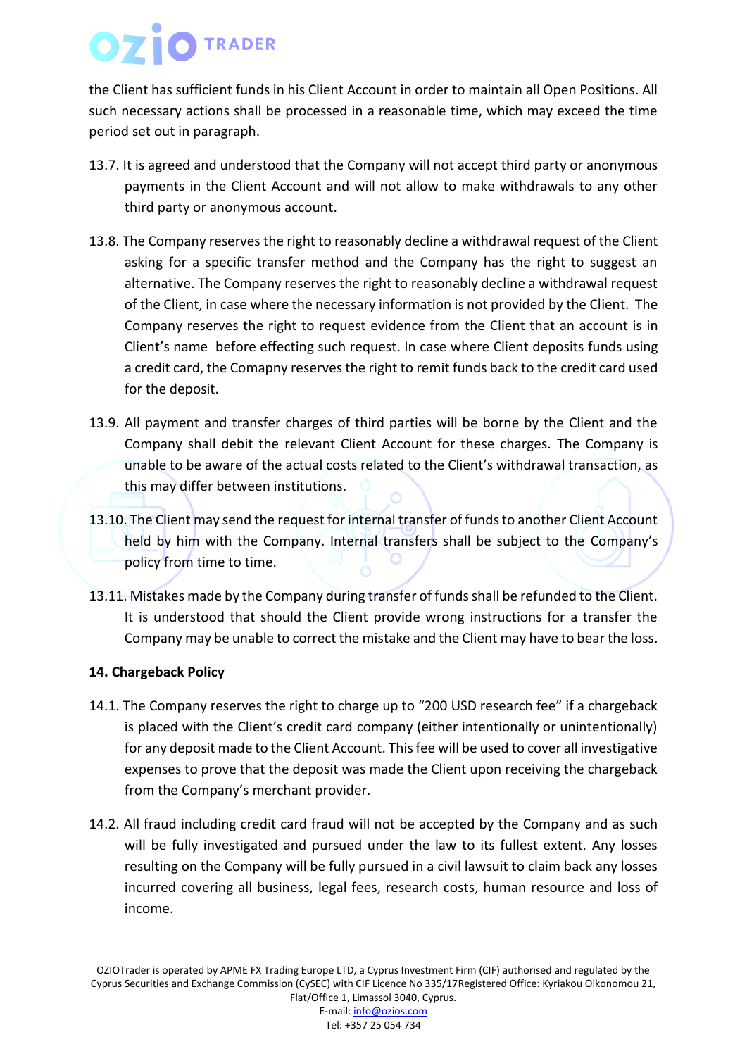the Client has sufficient funds in his Client Account in order to maintain all Open Positions. All such necessary actions shall be processed in a reasonable time, which may exceed the time period set out in paragraph.

13.7. It is agreed and understood that the Company will not accept third party or anonymous payments in the Client Account and will not allow to make withdrawals to any other third party or anonymous account.

13.8. The Company reserves the right to reasonably decline a withdrawal request of the Client asking for a specific transfer method and the Company has the right to suggest an alternative. The Company reserves the right to reasonably decline a withdrawal request of the Client, in case where the necessary information is not provided by the Client. The Company reserves the right to request evidence from the Client that an account is in Client's name before effecting such request. In case where Client deposits funds using a credit card, the Comapny reserves the right to remit funds back to the credit card used for the deposit.

13.9. All payment and transfer charges of third parties will be borne by the Client and the Company shall debit the relevant Client Account for these charges. The Company is unable to be aware of the actual costs related to the Client's withdrawal transaction, as this may differ between institutions.

13.10. The Client may send the request for internal transfer of funds to another Client Account held by him with the Company. Internal transfers shall be subject to the Company's policy from time to time.

13.11. Mistakes made by the Company during transfer of funds shall be refunded to the Client. It is understood that should the Client provide wrong instructions for a transfer the Company may be unable to correct the mistake and the Client may have to bear the loss.

## 14. Chargeback Policy

14.1. The Company reserves the right to charge up to "200 USD research fee" if a chargeback is placed with the Client's credit card company (either intentionally or unintentionally) for any deposit made to the Client Account. This fee will be used to cover all investigative expenses to prove that the deposit was made the Client upon receiving the chargeback from the Company's merchant provider.

14.2. All fraud including credit card fraud will not be accepted by the Company and as such will be fully investigated and pursued under the law to its fullest extent. Any losses resulting on the Company will be fully pursued in a civil lawsuit to claim back any losses incurred covering all business, legal fees, research costs, human resource and loss of income.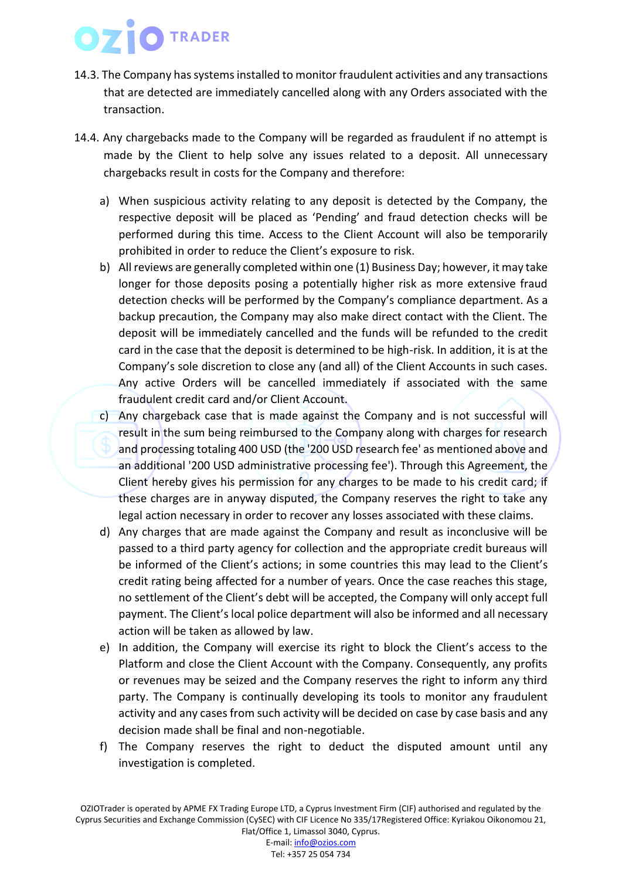14.3. The Company has systems installed to monitor fraudulent activities and any transactions that are detected are immediately cancelled along with any Orders associated with the transaction.

14.4. Any chargebacks made to the Company will be regarded as fraudulent if no attempt is made by the Client to help solve any issues related to a deposit. All unnecessary chargebacks result in costs for the Company and therefore:

a) When suspicious activity relating to any deposit is detected by the Company, the respective deposit will be placed as 'Pending' and fraud detection checks will be performed during this time. Access to the Client Account will also be temporarily prohibited in order to reduce the Client's exposure to risk.

b) All reviews are generally completed within one (1) Business Day; however, it may take longer for those deposits posing a potentially higher risk as more extensive fraud detection checks will be performed by the Company's compliance department. As a backup precaution, the Company may also make direct contact with the Client. The deposit will be immediately cancelled and the funds will be refunded to the credit card in the case that the deposit is determined to be high-risk. In addition, it is at the Company's sole discretion to close any (and all) of the Client Accounts in such cases. Any active Orders will be cancelled immediately if associated with the same fraudulent credit card and/or Client Account.

c) Any chargeback case that is made against the Company and is not successful will result in the sum being reimbursed to the Company along with charges for research and processing totaling 400 USD (the '200 USD research fee' as mentioned above and an additional '200 USD administrative processing fee'). Through this Agreement, the Client hereby gives his permission for any charges to be made to his credit card; if these charges are in anyway disputed, the Company reserves the right to take any legal action necessary in order to recover any losses associated with these claims.

d) Any charges that are made against the Company and result as inconclusive will be passed to a third party agency for collection and the appropriate credit bureaus will be informed of the Client's actions; in some countries this may lead to the Client's credit rating being affected for a number of years. Once the case reaches this stage, no settlement of the Client's debt will be accepted, the Company will only accept full payment. The Client's local police department will also be informed and all necessary action will be taken as allowed by law.

e) In addition, the Company will exercise its right to block the Client's access to the Platform and close the Client Account with the Company. Consequently, any profits or revenues may be seized and the Company reserves the right to inform any third party. The Company is continually developing its tools to monitor any fraudulent activity and any cases from such activity will be decided on case by case basis and any decision made shall be final and non-negotiable.

f) The Company reserves the right to deduct the disputed amount until any investigation is completed.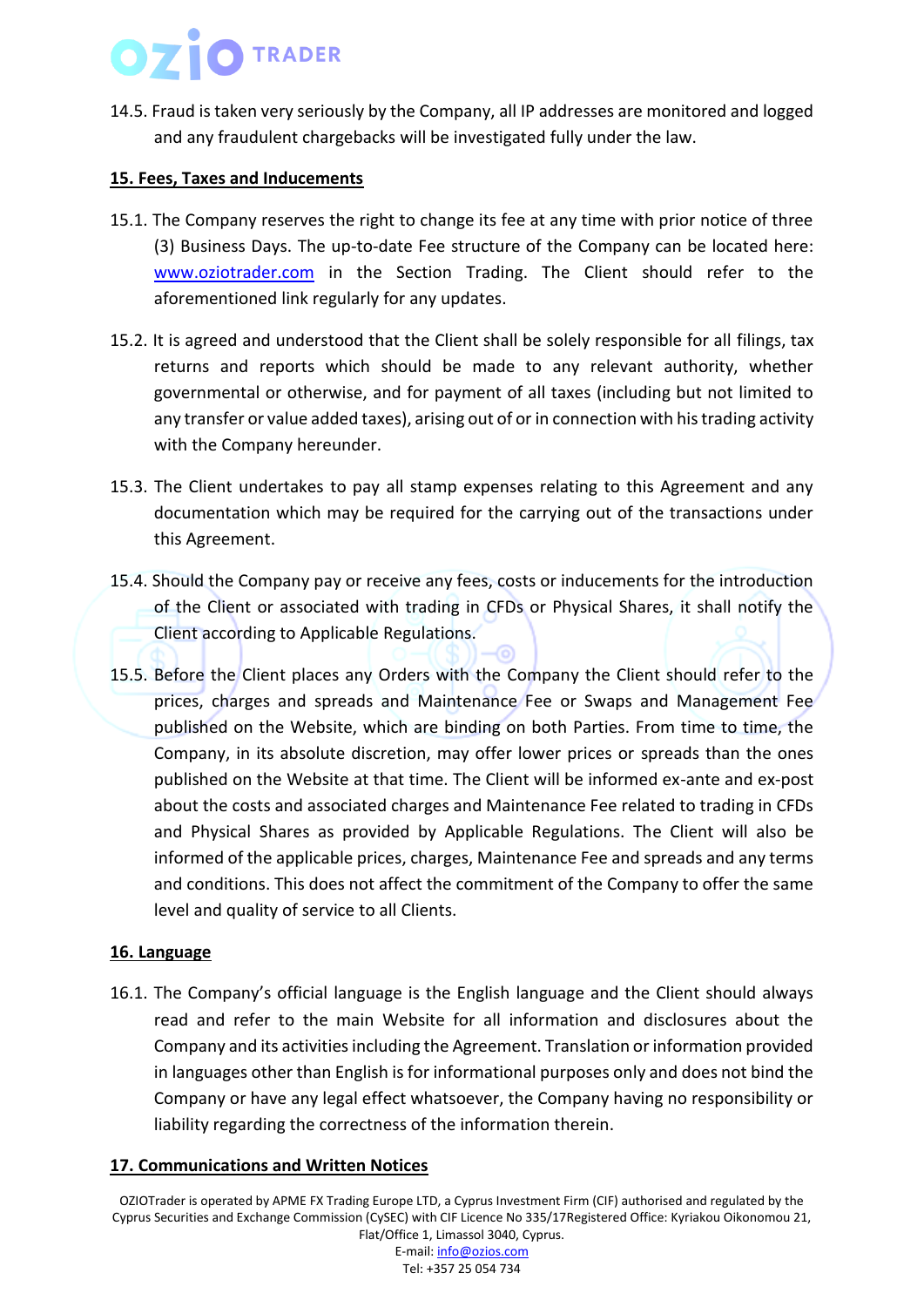14.5. Fraud is taken very seriously by the Company, all IP addresses are monitored and logged and any fraudulent chargebacks will be investigated fully under the law.

**15. Fees, Taxes and Inducements**

15.1. The Company reserves the right to change its fee at any time with prior notice of three (3) Business Days. The up-to-date Fee structure of the Company can be located here: www.oziotrader.com in the Section Trading. The Client should refer to the aforementioned link regularly for any updates.

15.2. It is agreed and understood that the Client shall be solely responsible for all filings, tax returns and reports which should be made to any relevant authority, whether governmental or otherwise, and for payment of all taxes (including but not limited to any transfer or value added taxes), arising out of or in connection with his trading activity with the Company hereunder.

15.3. The Client undertakes to pay all stamp expenses relating to this Agreement and any documentation which may be required for the carrying out of the transactions under this Agreement.

15.4. Should the Company pay or receive any fees, costs or inducements for the introduction of the Client or associated with trading in CFDs or Physical Shares, it shall notify the Client according to Applicable Regulations.

15.5. Before the Client places any Orders with the Company the Client should refer to the prices, charges and spreads and Maintenance Fee or Swaps and Management Fee published on the Website, which are binding on both Parties. From time to time, the Company, in its absolute discretion, may offer lower prices or spreads than the ones published on the Website at that time. The Client will be informed ex-ante and ex-post about the costs and associated charges and Maintenance Fee related to trading in CFDs and Physical Shares as provided by Applicable Regulations. The Client will also be informed of the applicable prices, charges, Maintenance Fee and spreads and any terms and conditions. This does not affect the commitment of the Company to offer the same level and quality of service to all Clients.

**16. Language**

16.1. The Company's official language is the English language and the Client should always read and refer to the main Website for all information and disclosures about the Company and its activities including the Agreement. Translation or information provided in languages other than English is for informational purposes only and does not bind the Company or have any legal effect whatsoever, the Company having no responsibility or liability regarding the correctness of the information therein.

**17. Communications and Written Notices**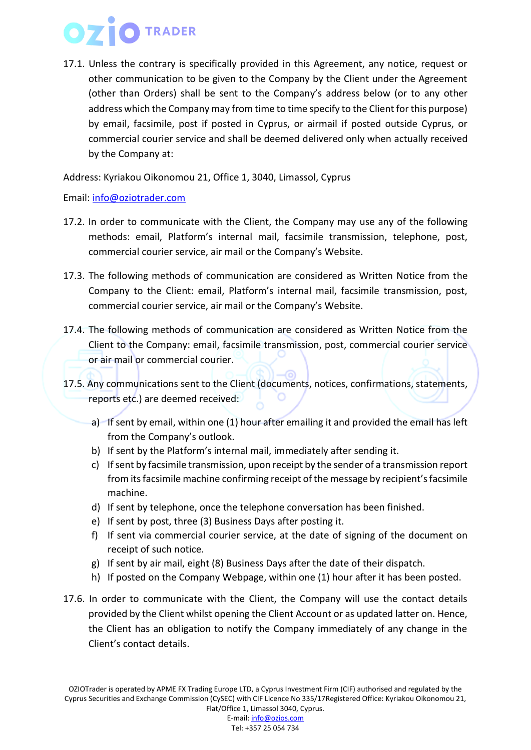17.1. Unless the contrary is specifically provided in this Agreement, any notice, request or other communication to be given to the Company by the Client under the Agreement (other than Orders) shall be sent to the Company's address below (or to any other address which the Company may from time to time specify to the Client for this purpose) by email, facsimile, post if posted in Cyprus, or airmail if posted outside Cyprus, or commercial courier service and shall be deemed delivered only when actually received by the Company at:

Address: Kyriakou Oikonomou 21, Office 1, 3040, Limassol, Cyprus

Email: info@oziotrader.com

17.2. In order to communicate with the Client, the Company may use any of the following methods: email, Platform's internal mail, facsimile transmission, telephone, post, commercial courier service, air mail or the Company's Website.

17.3. The following methods of communication are considered as Written Notice from the Company to the Client: email, Platform's internal mail, facsimile transmission, post, commercial courier service, air mail or the Company's Website.

17.4. The following methods of communication are considered as Written Notice from the Client to the Company: email, facsimile transmission, post, commercial courier service or air mail or commercial courier.

17.5. Any communications sent to the Client (documents, notices, confirmations, statements, reports etc.) are deemed received:

a) If sent by email, within one (1) hour after emailing it and provided the email has left from the Company's outlook.
b) If sent by the Platform's internal mail, immediately after sending it.
c) If sent by facsimile transmission, upon receipt by the sender of a transmission report from its facsimile machine confirming receipt of the message by recipient's facsimile machine.
d) If sent by telephone, once the telephone conversation has been finished.
e) If sent by post, three (3) Business Days after posting it.
f) If sent via commercial courier service, at the date of signing of the document on receipt of such notice.
g) If sent by air mail, eight (8) Business Days after the date of their dispatch.
h) If posted on the Company Webpage, within one (1) hour after it has been posted.

17.6. In order to communicate with the Client, the Company will use the contact details provided by the Client whilst opening the Client Account or as updated latter on. Hence, the Client has an obligation to notify the Company immediately of any change in the Client's contact details.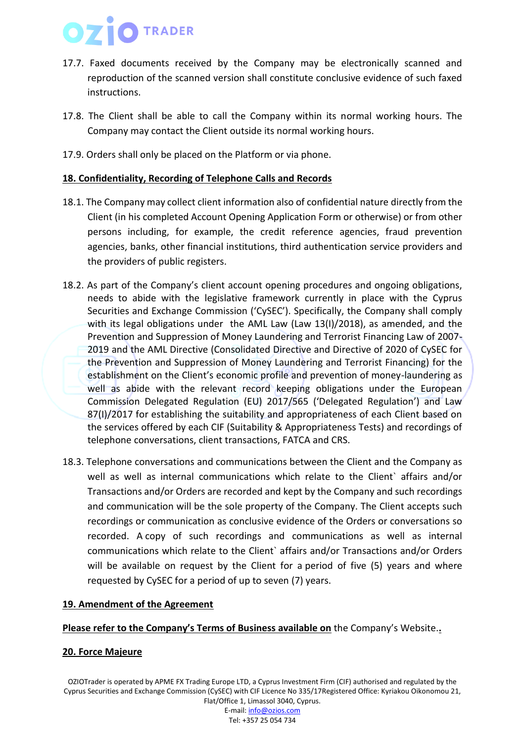17.7. Faxed documents received by the Company may be electronically scanned and reproduction of the scanned version shall constitute conclusive evidence of such faxed instructions.

17.8. The Client shall be able to call the Company within its normal working hours. The Company may contact the Client outside its normal working hours.

17.9. Orders shall only be placed on the Platform or via phone.

**18. Confidentiality, Recording of Telephone Calls and Records**

18.1. The Company may collect client information also of confidential nature directly from the Client (in his completed Account Opening Application Form or otherwise) or from other persons including, for example, the credit reference agencies, fraud prevention agencies, banks, other financial institutions, third authentication service providers and the providers of public registers.

18.2. As part of the Company's client account opening procedures and ongoing obligations, needs to abide with the legislative framework currently in place with the Cyprus Securities and Exchange Commission ('CySEC'). Specifically, the Company shall comply with its legal obligations under the AML Law (Law 13(I)/2018), as amended, and the Prevention and Suppression of Money Laundering and Terrorist Financing Law of 2007-2019 and the AML Directive (Consolidated Directive and Directive of 2020 of CySEC for the Prevention and Suppression of Money Laundering and Terrorist Financing) for the establishment on the Client's economic profile and prevention of money-laundering as well as abide with the relevant record keeping obligations under the European Commission Delegated Regulation (EU) 2017/565 ('Delegated Regulation') and Law 87(I)/2017 for establishing the suitability and appropriateness of each Client based on the services offered by each CIF (Suitability & Appropriateness Tests) and recordings of telephone conversations, client transactions, FATCA and CRS.

18.3. Telephone conversations and communications between the Client and the Company as well as well as internal communications which relate to the Client` affairs and/or Transactions and/or Orders are recorded and kept by the Company and such recordings and communication will be the sole property of the Company. The Client accepts such recordings or communication as conclusive evidence of the Orders or conversations so recorded. A copy of such recordings and communications as well as internal communications which relate to the Client` affairs and/or Transactions and/or Orders will be available on request by the Client for a period of five (5) years and where requested by CySEC for a period of up to seven (7) years.

**19. Amendment of the Agreement**

**Please refer to the Company's Terms of Business available on** the Company's Website.

**20. Force Majeure**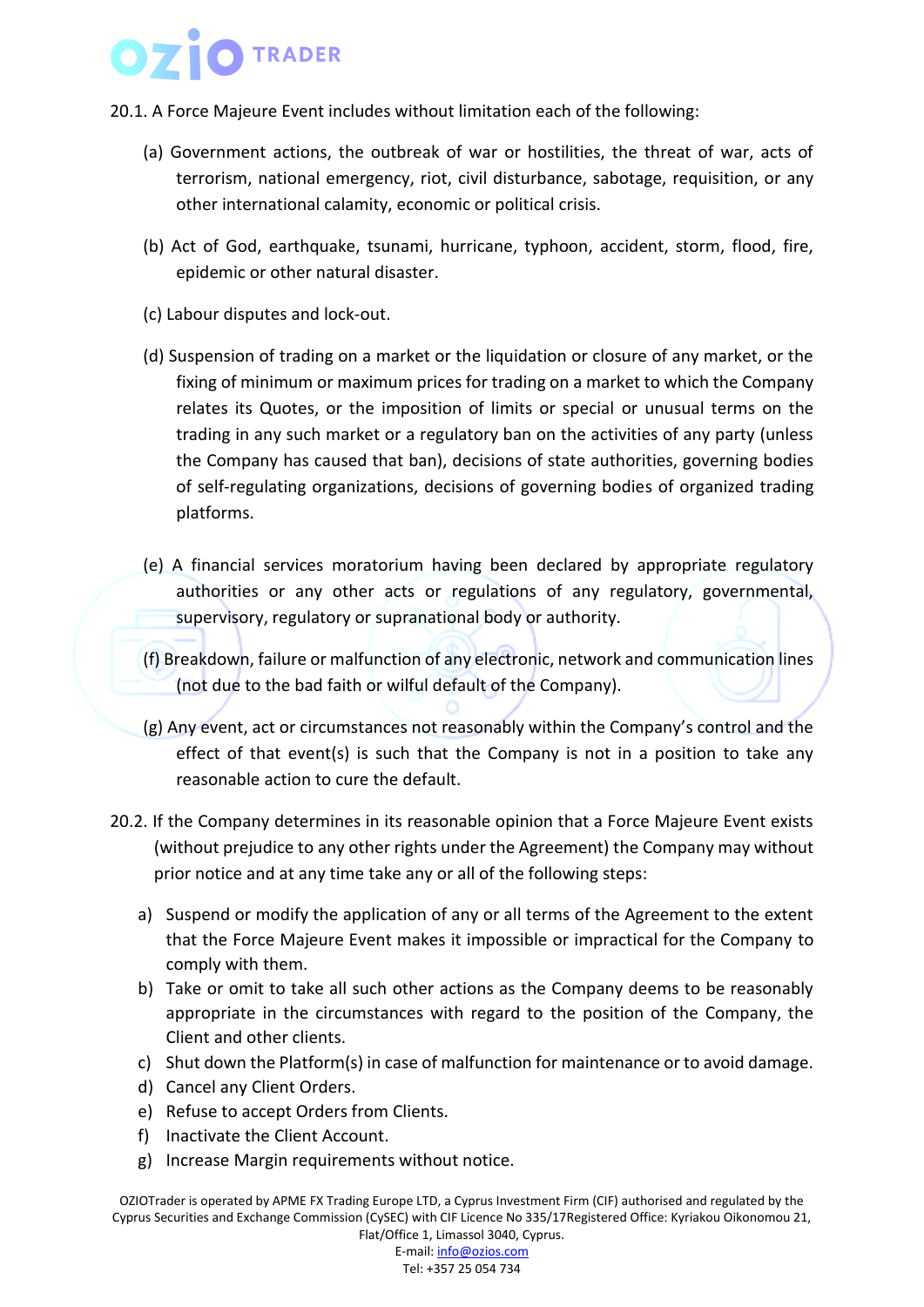20.1. A Force Majeure Event includes without limitation each of the following:

(a) Government actions, the outbreak of war or hostilities, the threat of war, acts of terrorism, national emergency, riot, civil disturbance, sabotage, requisition, or any other international calamity, economic or political crisis.

(b) Act of God, earthquake, tsunami, hurricane, typhoon, accident, storm, flood, fire, epidemic or other natural disaster.

(c) Labour disputes and lock-out.

(d) Suspension of trading on a market or the liquidation or closure of any market, or the fixing of minimum or maximum prices for trading on a market to which the Company relates its Quotes, or the imposition of limits or special or unusual terms on the trading in any such market or a regulatory ban on the activities of any party (unless the Company has caused that ban), decisions of state authorities, governing bodies of self-regulating organizations, decisions of governing bodies of organized trading platforms.

(e) A financial services moratorium having been declared by appropriate regulatory authorities or any other acts or regulations of any regulatory, governmental, supervisory, regulatory or supranational body or authority.

(f) Breakdown, failure or malfunction of any electronic, network and communication lines (not due to the bad faith or wilful default of the Company).

(g) Any event, act or circumstances not reasonably within the Company's control and the effect of that event(s) is such that the Company is not in a position to take any reasonable action to cure the default.

20.2. If the Company determines in its reasonable opinion that a Force Majeure Event exists (without prejudice to any other rights under the Agreement) the Company may without prior notice and at any time take any or all of the following steps:

a) Suspend or modify the application of any or all terms of the Agreement to the extent that the Force Majeure Event makes it impossible or impractical for the Company to comply with them.
b) Take or omit to take all such other actions as the Company deems to be reasonably appropriate in the circumstances with regard to the position of the Company, the Client and other clients.
c) Shut down the Platform(s) in case of malfunction for maintenance or to avoid damage.
d) Cancel any Client Orders.
e) Refuse to accept Orders from Clients.
f) Inactivate the Client Account.
g) Increase Margin requirements without notice.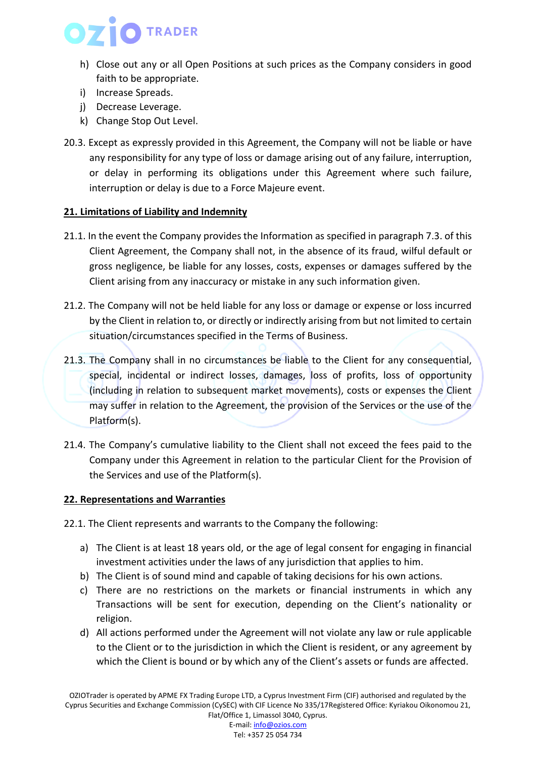h) Close out any or all Open Positions at such prices as the Company considers in good faith to be appropriate.
i) Increase Spreads.
j) Decrease Leverage.
k) Change Stop Out Level.

20.3. Except as expressly provided in this Agreement, the Company will not be liable or have any responsibility for any type of loss or damage arising out of any failure, interruption, or delay in performing its obligations under this Agreement where such failure, interruption or delay is due to a Force Majeure event.

## 21. Limitations of Liability and Indemnity

21.1. In the event the Company provides the Information as specified in paragraph 7.3. of this Client Agreement, the Company shall not, in the absence of its fraud, wilful default or gross negligence, be liable for any losses, costs, expenses or damages suffered by the Client arising from any inaccuracy or mistake in any such information given.

21.2. The Company will not be held liable for any loss or damage or expense or loss incurred by the Client in relation to, or directly or indirectly arising from but not limited to certain situation/circumstances specified in the Terms of Business.

21.3. The Company shall in no circumstances be liable to the Client for any consequential, special, incidental or indirect losses, damages, loss of profits, loss of opportunity (including in relation to subsequent market movements), costs or expenses the Client may suffer in relation to the Agreement, the provision of the Services or the use of the Platform(s).

21.4. The Company's cumulative liability to the Client shall not exceed the fees paid to the Company under this Agreement in relation to the particular Client for the Provision of the Services and use of the Platform(s).

## 22. Representations and Warranties

22.1. The Client represents and warrants to the Company the following:

a) The Client is at least 18 years old, or the age of legal consent for engaging in financial investment activities under the laws of any jurisdiction that applies to him.
b) The Client is of sound mind and capable of taking decisions for his own actions.
c) There are no restrictions on the markets or financial instruments in which any Transactions will be sent for execution, depending on the Client's nationality or religion.
d) All actions performed under the Agreement will not violate any law or rule applicable to the Client or to the jurisdiction in which the Client is resident, or any agreement by which the Client is bound or by which any of the Client's assets or funds are affected.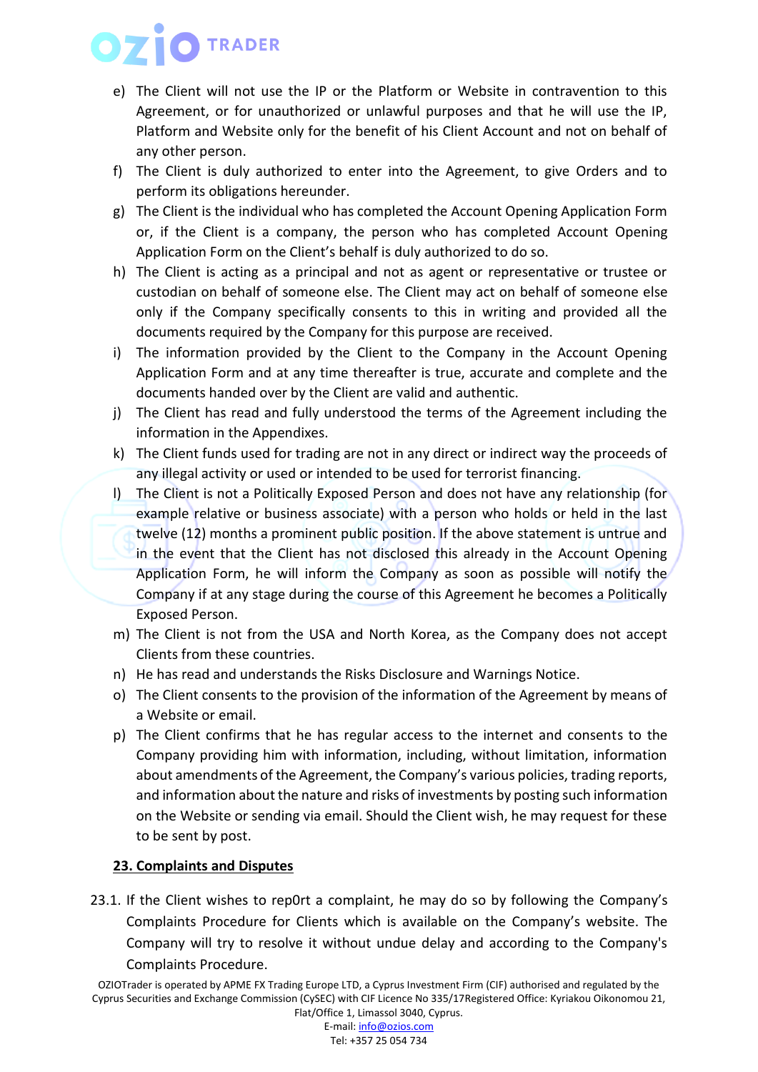e) The Client will not use the IP or the Platform or Website in contravention to this Agreement, or for unauthorized or unlawful purposes and that he will use the IP, Platform and Website only for the benefit of his Client Account and not on behalf of any other person.

f) The Client is duly authorized to enter into the Agreement, to give Orders and to perform its obligations hereunder.

g) The Client is the individual who has completed the Account Opening Application Form or, if the Client is a company, the person who has completed Account Opening Application Form on the Client's behalf is duly authorized to do so.

h) The Client is acting as a principal and not as agent or representative or trustee or custodian on behalf of someone else. The Client may act on behalf of someone else only if the Company specifically consents to this in writing and provided all the documents required by the Company for this purpose are received.

i) The information provided by the Client to the Company in the Account Opening Application Form and at any time thereafter is true, accurate and complete and the documents handed over by the Client are valid and authentic.

j) The Client has read and fully understood the terms of the Agreement including the information in the Appendixes.

k) The Client funds used for trading are not in any direct or indirect way the proceeds of any illegal activity or used or intended to be used for terrorist financing.

l) The Client is not a Politically Exposed Person and does not have any relationship (for example relative or business associate) with a person who holds or held in the last twelve (12) months a prominent public position. If the above statement is untrue and in the event that the Client has not disclosed this already in the Account Opening Application Form, he will inform the Company as soon as possible will notify the Company if at any stage during the course of this Agreement he becomes a Politically Exposed Person.

m) The Client is not from the USA and North Korea, as the Company does not accept Clients from these countries.

n) He has read and understands the Risks Disclosure and Warnings Notice.

o) The Client consents to the provision of the information of the Agreement by means of a Website or email.

p) The Client confirms that he has regular access to the internet and consents to the Company providing him with information, including, without limitation, information about amendments of the Agreement, the Company's various policies, trading reports, and information about the nature and risks of investments by posting such information on the Website or sending via email. Should the Client wish, he may request for these to be sent by post.

## 23. Complaints and Disputes

23.1. If the Client wishes to rep0rt a complaint, he may do so by following the Company's Complaints Procedure for Clients which is available on the Company's website. The Company will try to resolve it without undue delay and according to the Company's Complaints Procedure.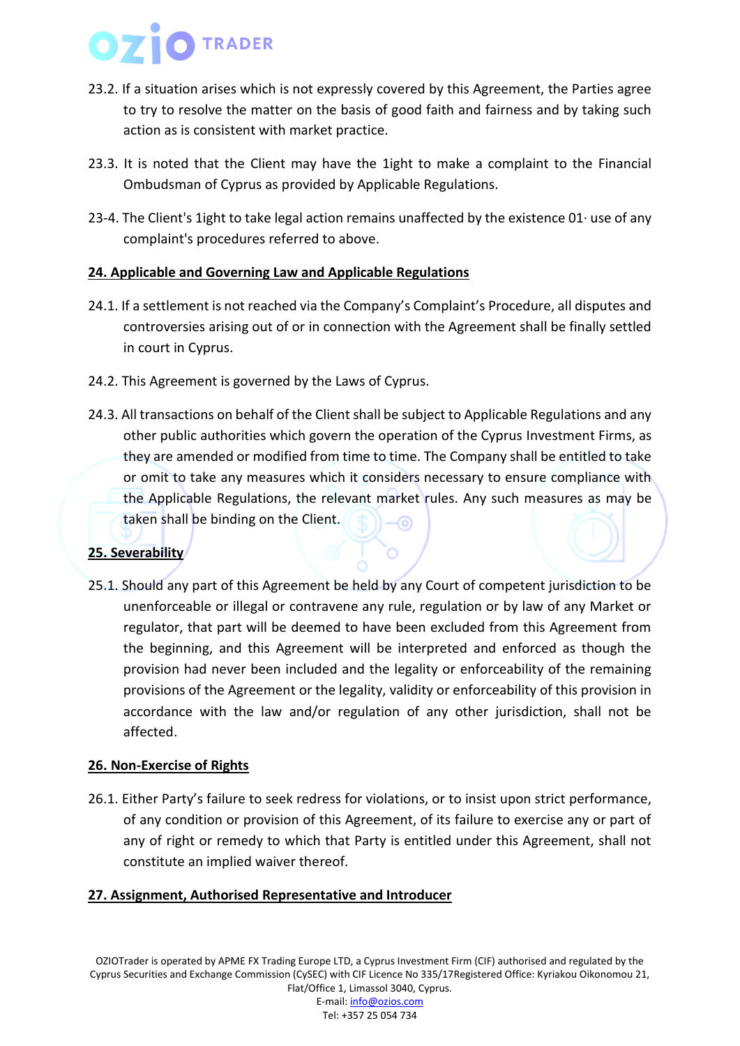23.2. If a situation arises which is not expressly covered by this Agreement, the Parties agree to try to resolve the matter on the basis of good faith and fairness and by taking such action as is consistent with market practice.

23.3. It is noted that the Client may have the 1ight to make a complaint to the Financial Ombudsman of Cyprus as provided by Applicable Regulations.

23-4. The Client's 1ight to take legal action remains unaffected by the existence 01· use of any complaint's procedures referred to above.

**24. Applicable and Governing Law and Applicable Regulations**

24.1. If a settlement is not reached via the Company's Complaint's Procedure, all disputes and controversies arising out of or in connection with the Agreement shall be finally settled in court in Cyprus.

24.2. This Agreement is governed by the Laws of Cyprus.

24.3. All transactions on behalf of the Client shall be subject to Applicable Regulations and any other public authorities which govern the operation of the Cyprus Investment Firms, as they are amended or modified from time to time. The Company shall be entitled to take or omit to take any measures which it considers necessary to ensure compliance with the Applicable Regulations, the relevant market rules. Any such measures as may be taken shall be binding on the Client.

**25. Severability**

25.1. Should any part of this Agreement be held by any Court of competent jurisdiction to be unenforceable or illegal or contravene any rule, regulation or by law of any Market or regulator, that part will be deemed to have been excluded from this Agreement from the beginning, and this Agreement will be interpreted and enforced as though the provision had never been included and the legality or enforceability of the remaining provisions of the Agreement or the legality, validity or enforceability of this provision in accordance with the law and/or regulation of any other jurisdiction, shall not be affected.

**26. Non-Exercise of Rights**

26.1. Either Party's failure to seek redress for violations, or to insist upon strict performance, of any condition or provision of this Agreement, of its failure to exercise any or part of any of right or remedy to which that Party is entitled under this Agreement, shall not constitute an implied waiver thereof.

**27. Assignment, Authorised Representative and Introducer**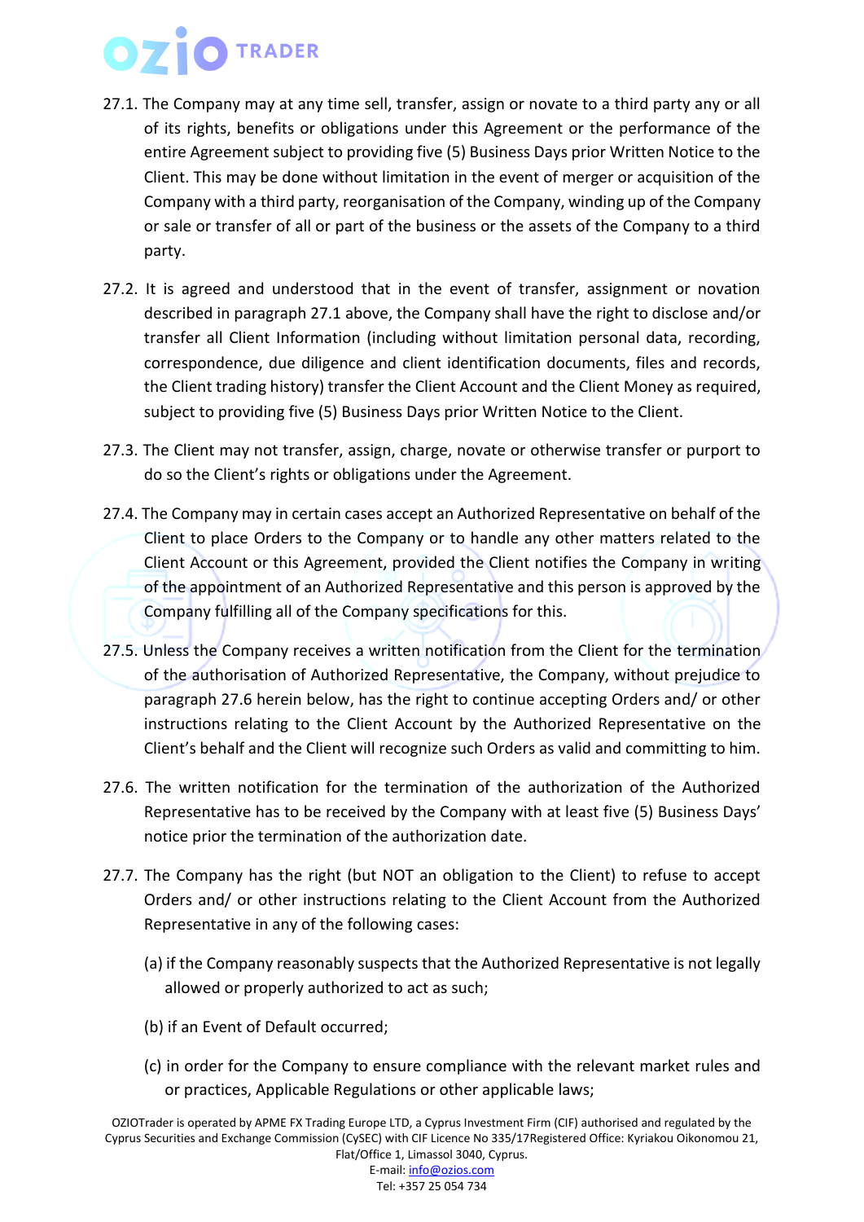27.1. The Company may at any time sell, transfer, assign or novate to a third party any or all of its rights, benefits or obligations under this Agreement or the performance of the entire Agreement subject to providing five (5) Business Days prior Written Notice to the Client. This may be done without limitation in the event of merger or acquisition of the Company with a third party, reorganisation of the Company, winding up of the Company or sale or transfer of all or part of the business or the assets of the Company to a third party.

27.2. It is agreed and understood that in the event of transfer, assignment or novation described in paragraph 27.1 above, the Company shall have the right to disclose and/or transfer all Client Information (including without limitation personal data, recording, correspondence, due diligence and client identification documents, files and records, the Client trading history) transfer the Client Account and the Client Money as required, subject to providing five (5) Business Days prior Written Notice to the Client.

27.3. The Client may not transfer, assign, charge, novate or otherwise transfer or purport to do so the Client's rights or obligations under the Agreement.

27.4. The Company may in certain cases accept an Authorized Representative on behalf of the Client to place Orders to the Company or to handle any other matters related to the Client Account or this Agreement, provided the Client notifies the Company in writing of the appointment of an Authorized Representative and this person is approved by the Company fulfilling all of the Company specifications for this.

27.5. Unless the Company receives a written notification from the Client for the termination of the authorisation of Authorized Representative, the Company, without prejudice to paragraph 27.6 herein below, has the right to continue accepting Orders and/ or other instructions relating to the Client Account by the Authorized Representative on the Client's behalf and the Client will recognize such Orders as valid and committing to him.

27.6. The written notification for the termination of the authorization of the Authorized Representative has to be received by the Company with at least five (5) Business Days' notice prior the termination of the authorization date.

27.7. The Company has the right (but NOT an obligation to the Client) to refuse to accept Orders and/ or other instructions relating to the Client Account from the Authorized Representative in any of the following cases:

(a) if the Company reasonably suspects that the Authorized Representative is not legally allowed or properly authorized to act as such;

(b) if an Event of Default occurred;

(c) in order for the Company to ensure compliance with the relevant market rules and or practices, Applicable Regulations or other applicable laws;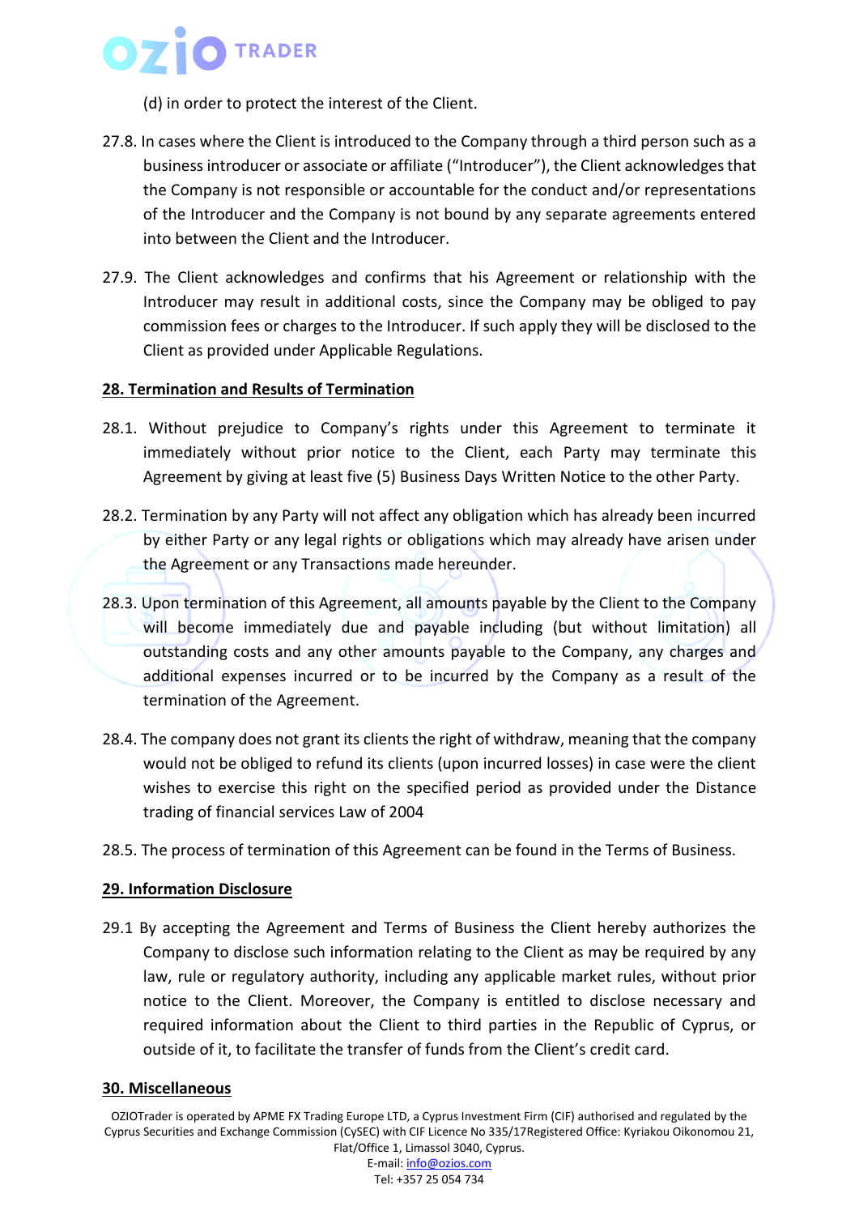(d) in order to protect the interest of the Client.

27.8. In cases where the Client is introduced to the Company through a third person such as a business introducer or associate or affiliate ("Introducer"), the Client acknowledges that the Company is not responsible or accountable for the conduct and/or representations of the Introducer and the Company is not bound by any separate agreements entered into between the Client and the Introducer.

27.9. The Client acknowledges and confirms that his Agreement or relationship with the Introducer may result in additional costs, since the Company may be obliged to pay commission fees or charges to the Introducer. If such apply they will be disclosed to the Client as provided under Applicable Regulations.

**28. Termination and Results of Termination**

28.1. Without prejudice to Company's rights under this Agreement to terminate it immediately without prior notice to the Client, each Party may terminate this Agreement by giving at least five (5) Business Days Written Notice to the other Party.

28.2. Termination by any Party will not affect any obligation which has already been incurred by either Party or any legal rights or obligations which may already have arisen under the Agreement or any Transactions made hereunder.

28.3. Upon termination of this Agreement, all amounts payable by the Client to the Company will become immediately due and payable including (but without limitation) all outstanding costs and any other amounts payable to the Company, any charges and additional expenses incurred or to be incurred by the Company as a result of the termination of the Agreement.

28.4. The company does not grant its clients the right of withdraw, meaning that the company would not be obliged to refund its clients (upon incurred losses) in case were the client wishes to exercise this right on the specified period as provided under the Distance trading of financial services Law of 2004

28.5. The process of termination of this Agreement can be found in the Terms of Business.

**29. Information Disclosure**

29.1 By accepting the Agreement and Terms of Business the Client hereby authorizes the Company to disclose such information relating to the Client as may be required by any law, rule or regulatory authority, including any applicable market rules, without prior notice to the Client. Moreover, the Company is entitled to disclose necessary and required information about the Client to third parties in the Republic of Cyprus, or outside of it, to facilitate the transfer of funds from the Client's credit card.

**30. Miscellaneous**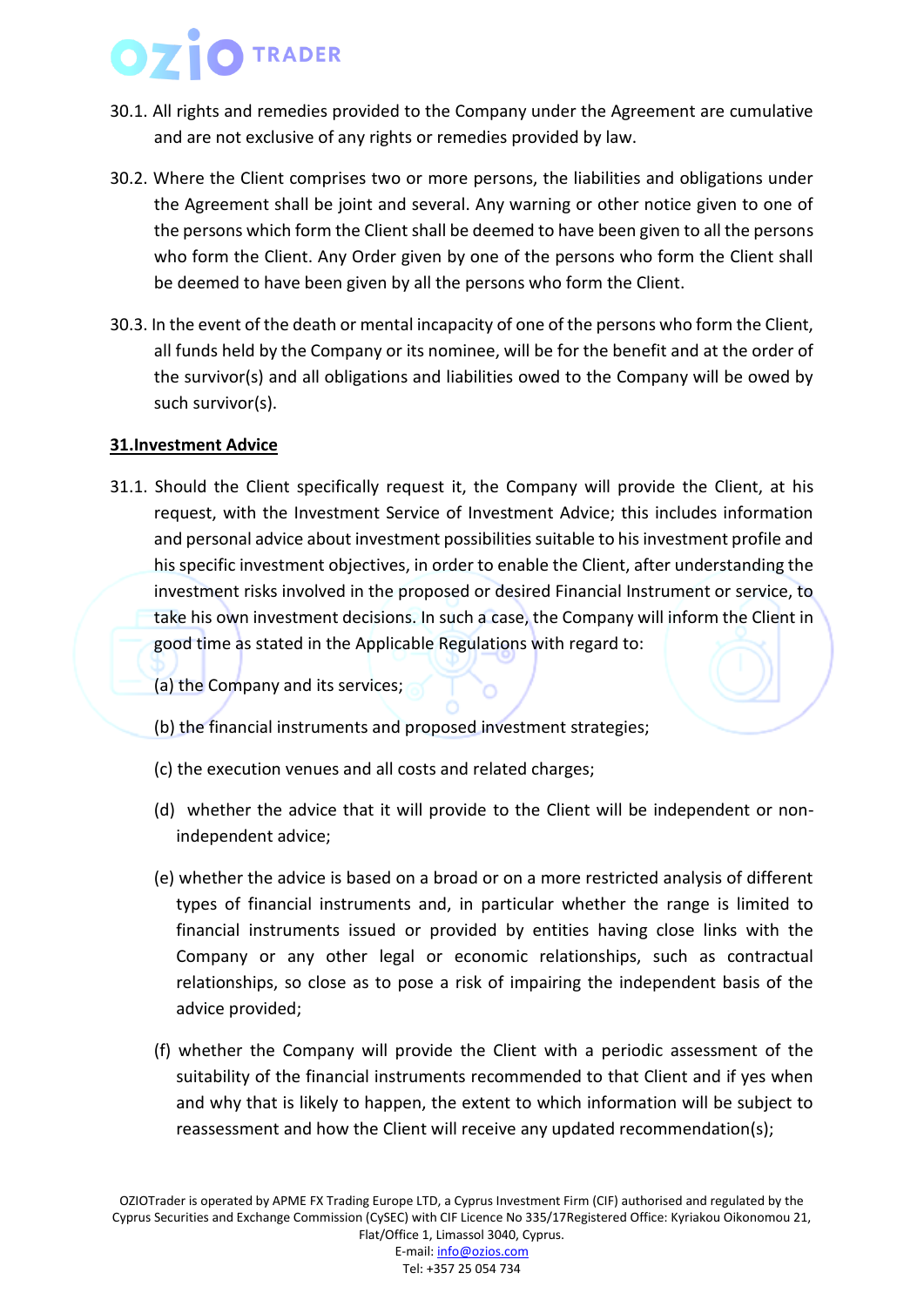30.1. All rights and remedies provided to the Company under the Agreement are cumulative and are not exclusive of any rights or remedies provided by law.

30.2. Where the Client comprises two or more persons, the liabilities and obligations under the Agreement shall be joint and several. Any warning or other notice given to one of the persons which form the Client shall be deemed to have been given to all the persons who form the Client. Any Order given by one of the persons who form the Client shall be deemed to have been given by all the persons who form the Client.

30.3. In the event of the death or mental incapacity of one of the persons who form the Client, all funds held by the Company or its nominee, will be for the benefit and at the order of the survivor(s) and all obligations and liabilities owed to the Company will be owed by such survivor(s).

## <u>31.Investment Advice</u>

31.1. Should the Client specifically request it, the Company will provide the Client, at his request, with the Investment Service of Investment Advice; this includes information and personal advice about investment possibilities suitable to his investment profile and his specific investment objectives, in order to enable the Client, after understanding the investment risks involved in the proposed or desired Financial Instrument or service, to take his own investment decisions. In such a case, the Company will inform the Client in good time as stated in the Applicable Regulations with regard to:

(a) the Company and its services;

(b) the financial instruments and proposed investment strategies;

(c) the execution venues and all costs and related charges;

(d) whether the advice that it will provide to the Client will be independent or non-independent advice;

(e) whether the advice is based on a broad or on a more restricted analysis of different types of financial instruments and, in particular whether the range is limited to financial instruments issued or provided by entities having close links with the Company or any other legal or economic relationships, such as contractual relationships, so close as to pose a risk of impairing the independent basis of the advice provided;

(f) whether the Company will provide the Client with a periodic assessment of the suitability of the financial instruments recommended to that Client and if yes when and why that is likely to happen, the extent to which information will be subject to reassessment and how the Client will receive any updated recommendation(s);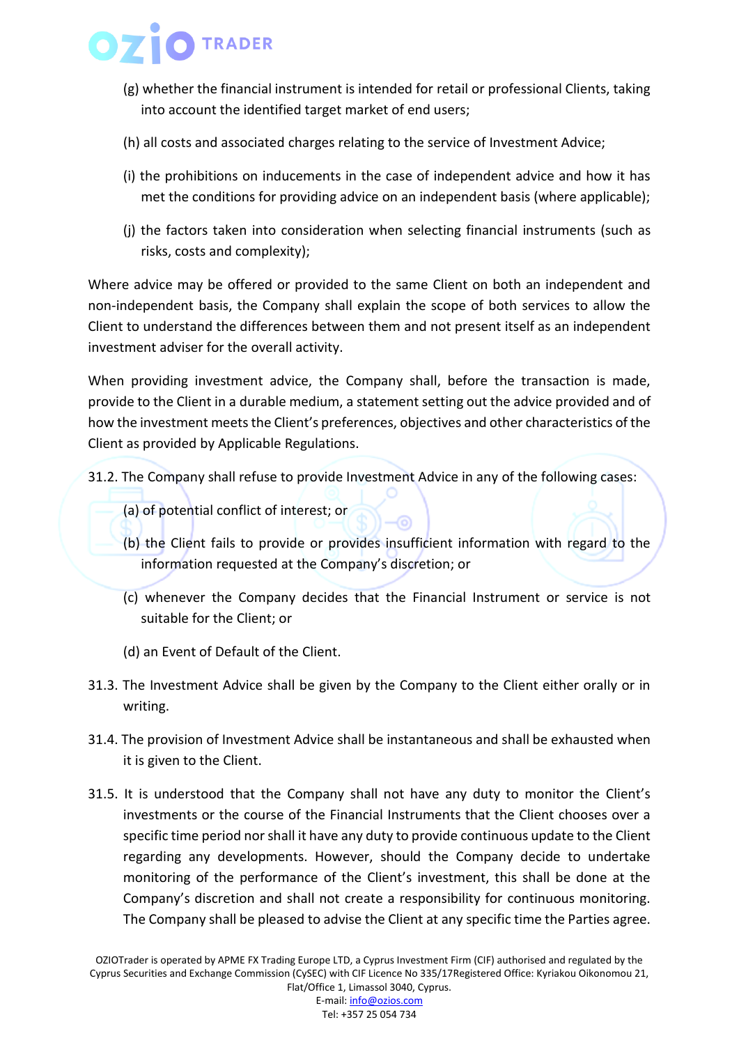(g) whether the financial instrument is intended for retail or professional Clients, taking into account the identified target market of end users;

(h) all costs and associated charges relating to the service of Investment Advice;

(i) the prohibitions on inducements in the case of independent advice and how it has met the conditions for providing advice on an independent basis (where applicable);

(j) the factors taken into consideration when selecting financial instruments (such as risks, costs and complexity);

Where advice may be offered or provided to the same Client on both an independent and non-independent basis, the Company shall explain the scope of both services to allow the Client to understand the differences between them and not present itself as an independent investment adviser for the overall activity.

When providing investment advice, the Company shall, before the transaction is made, provide to the Client in a durable medium, a statement setting out the advice provided and of how the investment meets the Client's preferences, objectives and other characteristics of the Client as provided by Applicable Regulations.

31.2. The Company shall refuse to provide Investment Advice in any of the following cases:

(a) of potential conflict of interest; or

(b) the Client fails to provide or provides insufficient information with regard to the information requested at the Company's discretion; or

(c) whenever the Company decides that the Financial Instrument or service is not suitable for the Client; or

(d) an Event of Default of the Client.

31.3. The Investment Advice shall be given by the Company to the Client either orally or in writing.

31.4. The provision of Investment Advice shall be instantaneous and shall be exhausted when it is given to the Client.

31.5. It is understood that the Company shall not have any duty to monitor the Client's investments or the course of the Financial Instruments that the Client chooses over a specific time period nor shall it have any duty to provide continuous update to the Client regarding any developments. However, should the Company decide to undertake monitoring of the performance of the Client's investment, this shall be done at the Company's discretion and shall not create a responsibility for continuous monitoring. The Company shall be pleased to advise the Client at any specific time the Parties agree.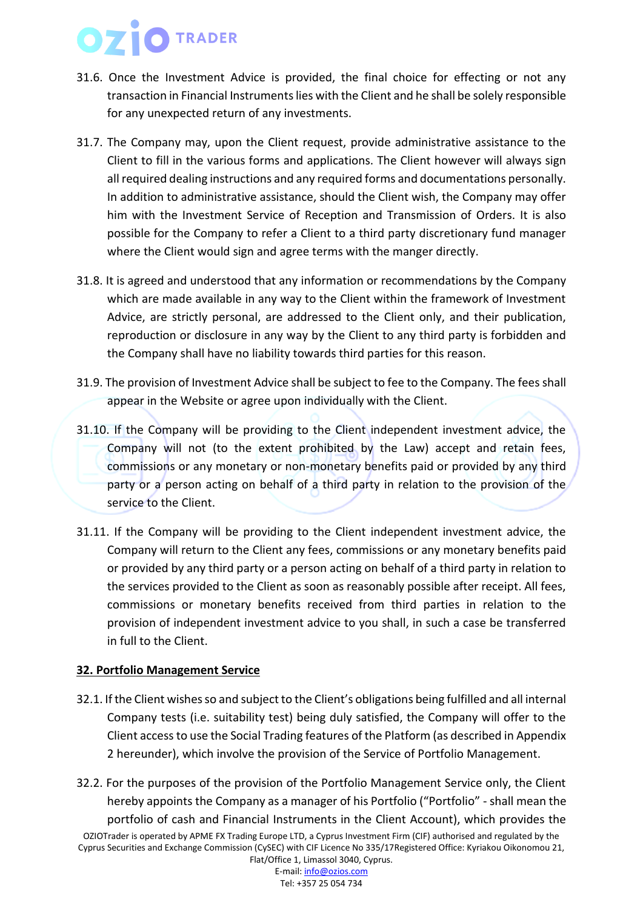31.6. Once the Investment Advice is provided, the final choice for effecting or not any transaction in Financial Instruments lies with the Client and he shall be solely responsible for any unexpected return of any investments.

31.7. The Company may, upon the Client request, provide administrative assistance to the Client to fill in the various forms and applications. The Client however will always sign all required dealing instructions and any required forms and documentations personally. In addition to administrative assistance, should the Client wish, the Company may offer him with the Investment Service of Reception and Transmission of Orders. It is also possible for the Company to refer a Client to a third party discretionary fund manager where the Client would sign and agree terms with the manger directly.

31.8. It is agreed and understood that any information or recommendations by the Company which are made available in any way to the Client within the framework of Investment Advice, are strictly personal, are addressed to the Client only, and their publication, reproduction or disclosure in any way by the Client to any third party is forbidden and the Company shall have no liability towards third parties for this reason.

31.9. The provision of Investment Advice shall be subject to fee to the Company. The fees shall appear in the Website or agree upon individually with the Client.

31.10. If the Company will be providing to the Client independent investment advice, the Company will not (to the extent prohibited by the Law) accept and retain fees, commissions or any monetary or non-monetary benefits paid or provided by any third party or a person acting on behalf of a third party in relation to the provision of the service to the Client.

31.11. If the Company will be providing to the Client independent investment advice, the Company will return to the Client any fees, commissions or any monetary benefits paid or provided by any third party or a person acting on behalf of a third party in relation to the services provided to the Client as soon as reasonably possible after receipt. All fees, commissions or monetary benefits received from third parties in relation to the provision of independent investment advice to you shall, in such a case be transferred in full to the Client.

## 32. Portfolio Management Service

32.1. If the Client wishes so and subject to the Client's obligations being fulfilled and all internal Company tests (i.e. suitability test) being duly satisfied, the Company will offer to the Client access to use the Social Trading features of the Platform (as described in Appendix 2 hereunder), which involve the provision of the Service of Portfolio Management.

32.2. For the purposes of the provision of the Portfolio Management Service only, the Client hereby appoints the Company as a manager of his Portfolio ("Portfolio" - shall mean the portfolio of cash and Financial Instruments in the Client Account), which provides the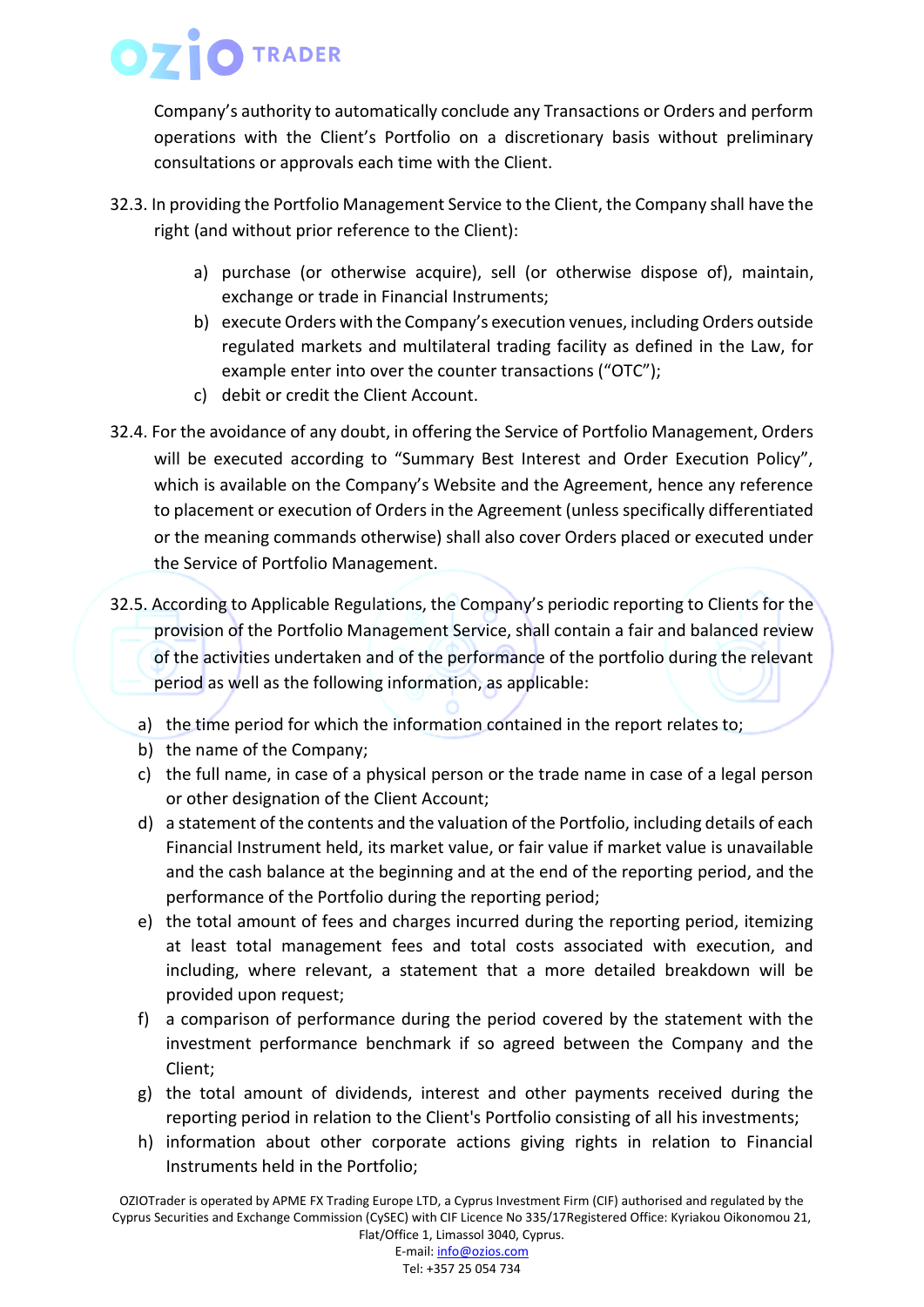Company's authority to automatically conclude any Transactions or Orders and perform operations with the Client's Portfolio on a discretionary basis without preliminary consultations or approvals each time with the Client.

32.3. In providing the Portfolio Management Service to the Client, the Company shall have the right (and without prior reference to the Client):

a) purchase (or otherwise acquire), sell (or otherwise dispose of), maintain, exchange or trade in Financial Instruments;
b) execute Orders with the Company's execution venues, including Orders outside regulated markets and multilateral trading facility as defined in the Law, for example enter into over the counter transactions ("OTC");
c) debit or credit the Client Account.

32.4. For the avoidance of any doubt, in offering the Service of Portfolio Management, Orders will be executed according to "Summary Best Interest and Order Execution Policy", which is available on the Company's Website and the Agreement, hence any reference to placement or execution of Orders in the Agreement (unless specifically differentiated or the meaning commands otherwise) shall also cover Orders placed or executed under the Service of Portfolio Management.

32.5. According to Applicable Regulations, the Company's periodic reporting to Clients for the provision of the Portfolio Management Service, shall contain a fair and balanced review of the activities undertaken and of the performance of the portfolio during the relevant period as well as the following information, as applicable:

a) the time period for which the information contained in the report relates to;
b) the name of the Company;
c) the full name, in case of a physical person or the trade name in case of a legal person or other designation of the Client Account;
d) a statement of the contents and the valuation of the Portfolio, including details of each Financial Instrument held, its market value, or fair value if market value is unavailable and the cash balance at the beginning and at the end of the reporting period, and the performance of the Portfolio during the reporting period;
e) the total amount of fees and charges incurred during the reporting period, itemizing at least total management fees and total costs associated with execution, and including, where relevant, a statement that a more detailed breakdown will be provided upon request;
f) a comparison of performance during the period covered by the statement with the investment performance benchmark if so agreed between the Company and the Client;
g) the total amount of dividends, interest and other payments received during the reporting period in relation to the Client's Portfolio consisting of all his investments;
h) information about other corporate actions giving rights in relation to Financial Instruments held in the Portfolio;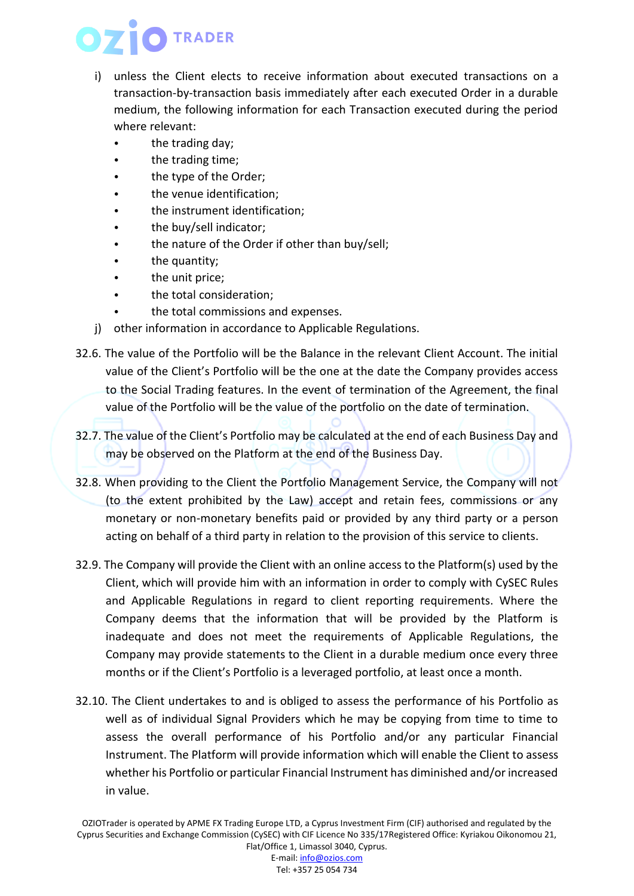i) unless the Client elects to receive information about executed transactions on a transaction-by-transaction basis immediately after each executed Order in a durable medium, the following information for each Transaction executed during the period where relevant:
   - the trading day;
   - the trading time;
   - the type of the Order;
   - the venue identification;
   - the instrument identification;
   - the buy/sell indicator;
   - the nature of the Order if other than buy/sell;
   - the quantity;
   - the unit price;
   - the total consideration;
   - the total commissions and expenses.

j) other information in accordance to Applicable Regulations.

32.6. The value of the Portfolio will be the Balance in the relevant Client Account. The initial value of the Client's Portfolio will be the one at the date the Company provides access to the Social Trading features. In the event of termination of the Agreement, the final value of the Portfolio will be the value of the portfolio on the date of termination.

32.7. The value of the Client's Portfolio may be calculated at the end of each Business Day and may be observed on the Platform at the end of the Business Day.

32.8. When providing to the Client the Portfolio Management Service, the Company will not (to the extent prohibited by the Law) accept and retain fees, commissions or any monetary or non-monetary benefits paid or provided by any third party or a person acting on behalf of a third party in relation to the provision of this service to clients.

32.9. The Company will provide the Client with an online access to the Platform(s) used by the Client, which will provide him with an information in order to comply with CySEC Rules and Applicable Regulations in regard to client reporting requirements. Where the Company deems that the information that will be provided by the Platform is inadequate and does not meet the requirements of Applicable Regulations, the Company may provide statements to the Client in a durable medium once every three months or if the Client's Portfolio is a leveraged portfolio, at least once a month.

32.10. The Client undertakes to and is obliged to assess the performance of his Portfolio as well as of individual Signal Providers which he may be copying from time to time to assess the overall performance of his Portfolio and/or any particular Financial Instrument. The Platform will provide information which will enable the Client to assess whether his Portfolio or particular Financial Instrument has diminished and/or increased in value.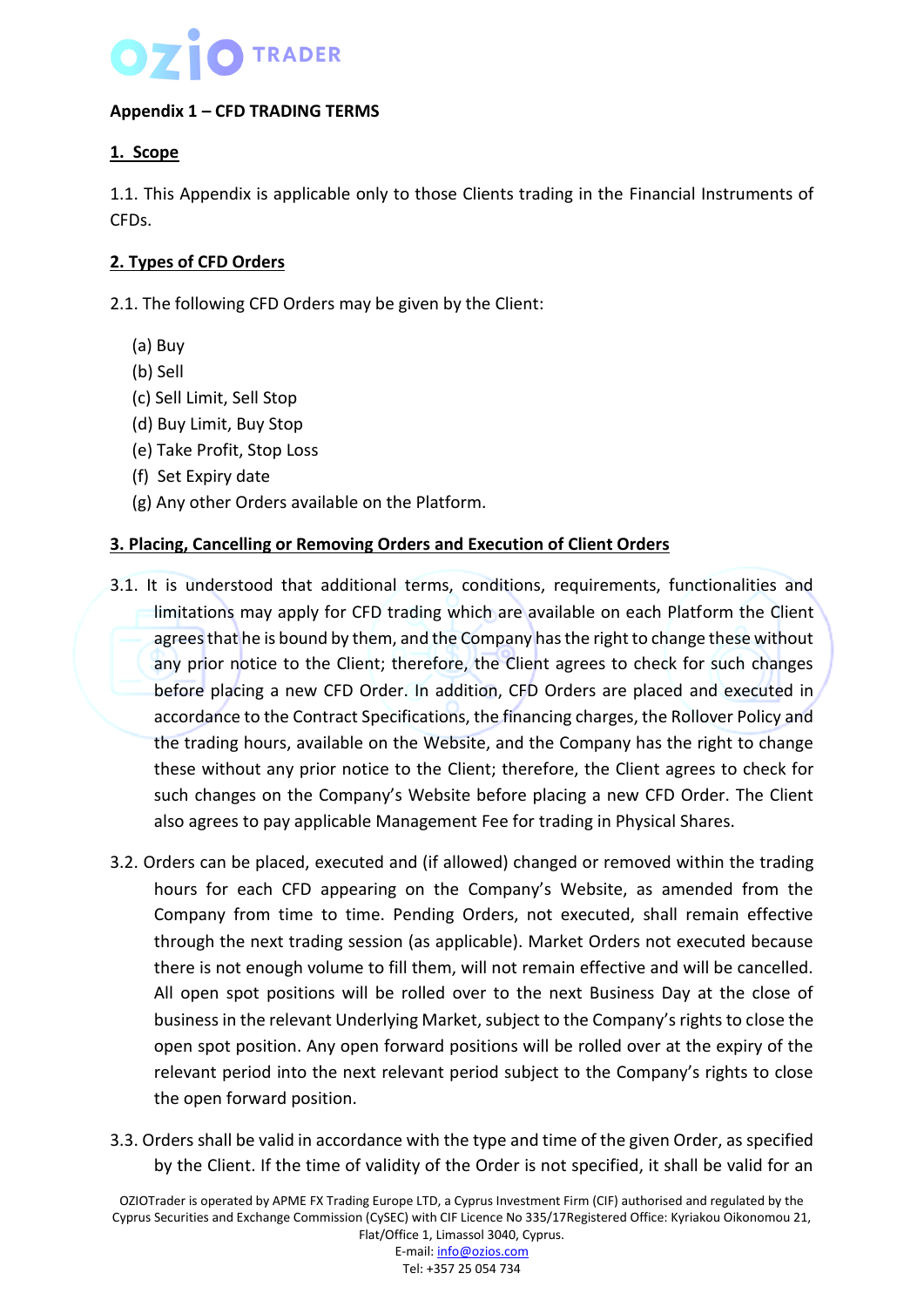**Appendix 1 – CFD TRADING TERMS**

**1. Scope**

1.1. This Appendix is applicable only to those Clients trading in the Financial Instruments of CFDs.

**2. Types of CFD Orders**

2.1. The following CFD Orders may be given by the Client:

(a) Buy
(b) Sell
(c) Sell Limit, Sell Stop
(d) Buy Limit, Buy Stop
(e) Take Profit, Stop Loss
(f) Set Expiry date
(g) Any other Orders available on the Platform.

**3. Placing, Cancelling or Removing Orders and Execution of Client Orders**

3.1. It is understood that additional terms, conditions, requirements, functionalities and limitations may apply for CFD trading which are available on each Platform the Client agrees that he is bound by them, and the Company has the right to change these without any prior notice to the Client; therefore, the Client agrees to check for such changes before placing a new CFD Order. In addition, CFD Orders are placed and executed in accordance to the Contract Specifications, the financing charges, the Rollover Policy and the trading hours, available on the Website, and the Company has the right to change these without any prior notice to the Client; therefore, the Client agrees to check for such changes on the Company's Website before placing a new CFD Order. The Client also agrees to pay applicable Management Fee for trading in Physical Shares.

3.2. Orders can be placed, executed and (if allowed) changed or removed within the trading hours for each CFD appearing on the Company's Website, as amended from the Company from time to time. Pending Orders, not executed, shall remain effective through the next trading session (as applicable). Market Orders not executed because there is not enough volume to fill them, will not remain effective and will be cancelled. All open spot positions will be rolled over to the next Business Day at the close of business in the relevant Underlying Market, subject to the Company's rights to close the open spot position. Any open forward positions will be rolled over at the expiry of the relevant period into the next relevant period subject to the Company's rights to close the open forward position.

3.3. Orders shall be valid in accordance with the type and time of the given Order, as specified by the Client. If the time of validity of the Order is not specified, it shall be valid for an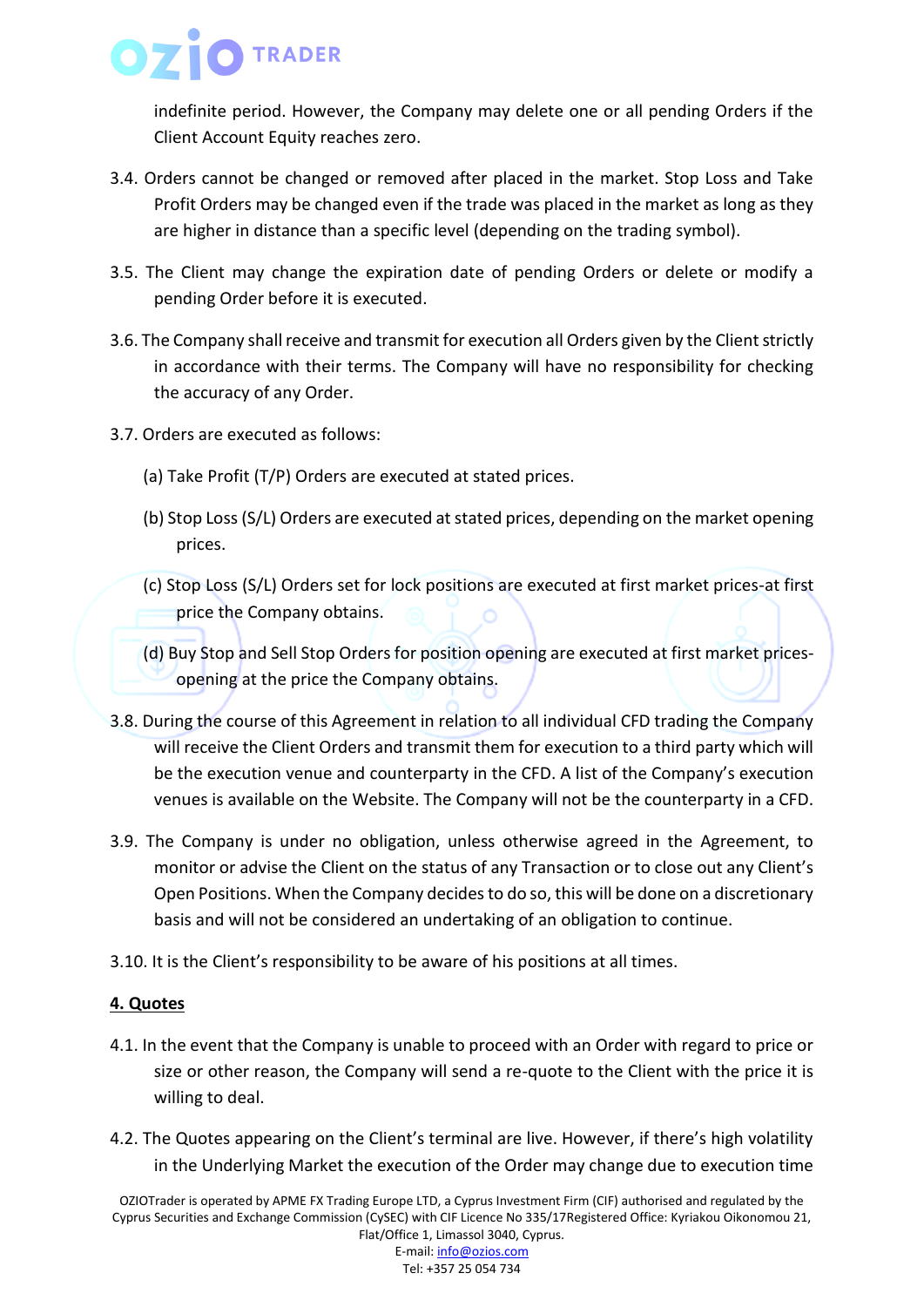indefinite period. However, the Company may delete one or all pending Orders if the Client Account Equity reaches zero.

3.4. Orders cannot be changed or removed after placed in the market. Stop Loss and Take Profit Orders may be changed even if the trade was placed in the market as long as they are higher in distance than a specific level (depending on the trading symbol).

3.5. The Client may change the expiration date of pending Orders or delete or modify a pending Order before it is executed.

3.6. The Company shall receive and transmit for execution all Orders given by the Client strictly in accordance with their terms. The Company will have no responsibility for checking the accuracy of any Order.

3.7. Orders are executed as follows:

(a) Take Profit (T/P) Orders are executed at stated prices.

(b) Stop Loss (S/L) Orders are executed at stated prices, depending on the market opening prices.

(c) Stop Loss (S/L) Orders set for lock positions are executed at first market prices-at first price the Company obtains.

(d) Buy Stop and Sell Stop Orders for position opening are executed at first market prices-opening at the price the Company obtains.

3.8. During the course of this Agreement in relation to all individual CFD trading the Company will receive the Client Orders and transmit them for execution to a third party which will be the execution venue and counterparty in the CFD. A list of the Company's execution venues is available on the Website. The Company will not be the counterparty in a CFD.

3.9. The Company is under no obligation, unless otherwise agreed in the Agreement, to monitor or advise the Client on the status of any Transaction or to close out any Client's Open Positions. When the Company decides to do so, this will be done on a discretionary basis and will not be considered an undertaking of an obligation to continue.

3.10. It is the Client's responsibility to be aware of his positions at all times.

**4. Quotes**

4.1. In the event that the Company is unable to proceed with an Order with regard to price or size or other reason, the Company will send a re-quote to the Client with the price it is willing to deal.

4.2. The Quotes appearing on the Client's terminal are live. However, if there's high volatility in the Underlying Market the execution of the Order may change due to execution time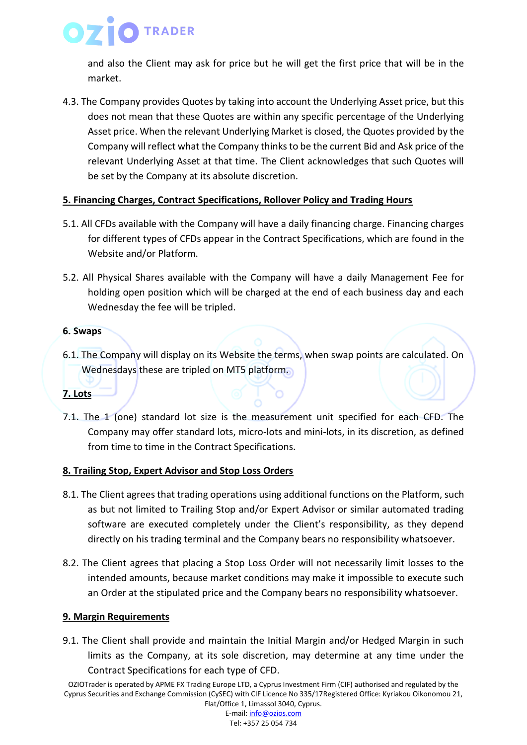and also the Client may ask for price but he will get the first price that will be in the market.

4.3. The Company provides Quotes by taking into account the Underlying Asset price, but this does not mean that these Quotes are within any specific percentage of the Underlying Asset price. When the relevant Underlying Market is closed, the Quotes provided by the Company will reflect what the Company thinks to be the current Bid and Ask price of the relevant Underlying Asset at that time. The Client acknowledges that such Quotes will be set by the Company at its absolute discretion.

## 5. Financing Charges, Contract Specifications, Rollover Policy and Trading Hours

5.1. All CFDs available with the Company will have a daily financing charge. Financing charges for different types of CFDs appear in the Contract Specifications, which are found in the Website and/or Platform.

5.2. All Physical Shares available with the Company will have a daily Management Fee for holding open position which will be charged at the end of each business day and each Wednesday the fee will be tripled.

## 6. Swaps

6.1. The Company will display on its Website the terms, when swap points are calculated. On Wednesdays these are tripled on MT5 platform.

## 7. Lots

7.1. The 1 (one) standard lot size is the measurement unit specified for each CFD. The Company may offer standard lots, micro-lots and mini-lots, in its discretion, as defined from time to time in the Contract Specifications.

## 8. Trailing Stop, Expert Advisor and Stop Loss Orders

8.1. The Client agrees that trading operations using additional functions on the Platform, such as but not limited to Trailing Stop and/or Expert Advisor or similar automated trading software are executed completely under the Client's responsibility, as they depend directly on his trading terminal and the Company bears no responsibility whatsoever.

8.2. The Client agrees that placing a Stop Loss Order will not necessarily limit losses to the intended amounts, because market conditions may make it impossible to execute such an Order at the stipulated price and the Company bears no responsibility whatsoever.

## 9. Margin Requirements

9.1. The Client shall provide and maintain the Initial Margin and/or Hedged Margin in such limits as the Company, at its sole discretion, may determine at any time under the Contract Specifications for each type of CFD.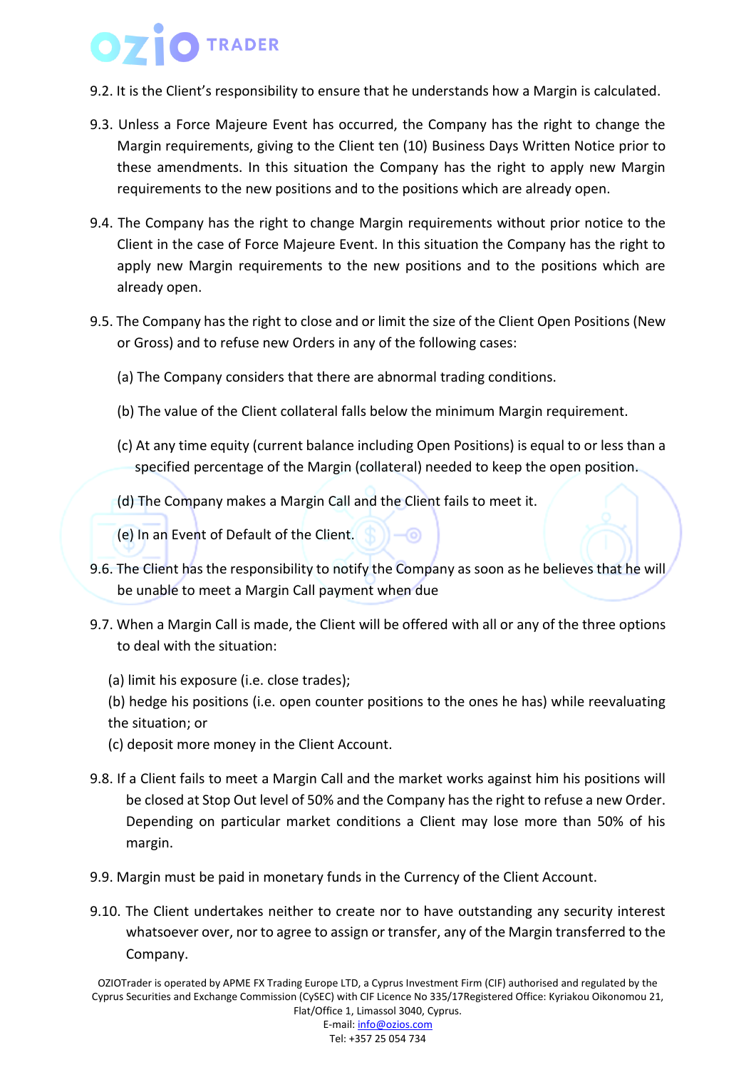9.2. It is the Client's responsibility to ensure that he understands how a Margin is calculated.

9.3. Unless a Force Majeure Event has occurred, the Company has the right to change the Margin requirements, giving to the Client ten (10) Business Days Written Notice prior to these amendments. In this situation the Company has the right to apply new Margin requirements to the new positions and to the positions which are already open.

9.4. The Company has the right to change Margin requirements without prior notice to the Client in the case of Force Majeure Event. In this situation the Company has the right to apply new Margin requirements to the new positions and to the positions which are already open.

9.5. The Company has the right to close and or limit the size of the Client Open Positions (New or Gross) and to refuse new Orders in any of the following cases:

(a) The Company considers that there are abnormal trading conditions.

(b) The value of the Client collateral falls below the minimum Margin requirement.

(c) At any time equity (current balance including Open Positions) is equal to or less than a specified percentage of the Margin (collateral) needed to keep the open position.

(d) The Company makes a Margin Call and the Client fails to meet it.

(e) In an Event of Default of the Client.

9.6. The Client has the responsibility to notify the Company as soon as he believes that he will be unable to meet a Margin Call payment when due

9.7. When a Margin Call is made, the Client will be offered with all or any of the three options to deal with the situation:

(a) limit his exposure (i.e. close trades);
(b) hedge his positions (i.e. open counter positions to the ones he has) while reevaluating the situation; or
(c) deposit more money in the Client Account.

9.8. If a Client fails to meet a Margin Call and the market works against him his positions will be closed at Stop Out level of 50% and the Company has the right to refuse a new Order. Depending on particular market conditions a Client may lose more than 50% of his margin.

9.9. Margin must be paid in monetary funds in the Currency of the Client Account.

9.10. The Client undertakes neither to create nor to have outstanding any security interest whatsoever over, nor to agree to assign or transfer, any of the Margin transferred to the Company.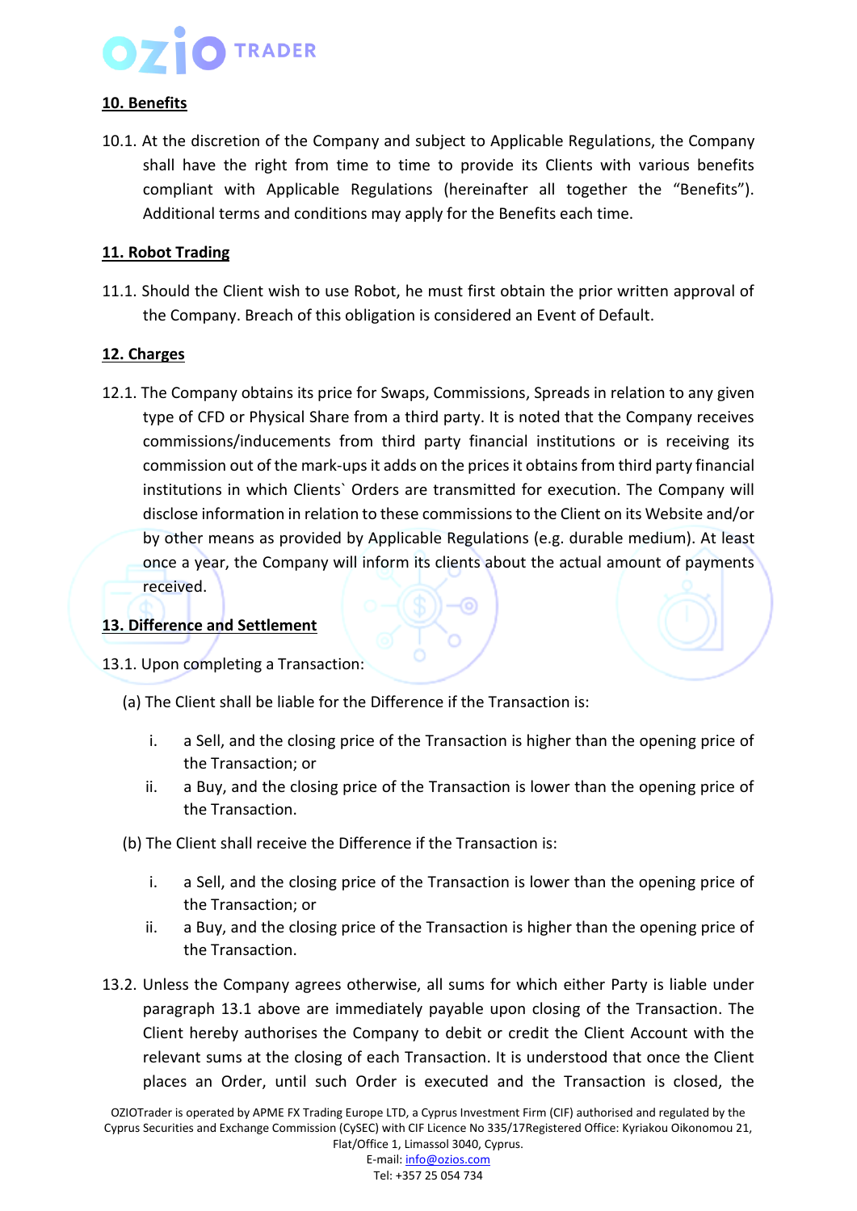**10. Benefits**

10.1. At the discretion of the Company and subject to Applicable Regulations, the Company shall have the right from time to time to provide its Clients with various benefits compliant with Applicable Regulations (hereinafter all together the "Benefits"). Additional terms and conditions may apply for the Benefits each time.

**11. Robot Trading**

11.1. Should the Client wish to use Robot, he must first obtain the prior written approval of the Company. Breach of this obligation is considered an Event of Default.

**12. Charges**

12.1. The Company obtains its price for Swaps, Commissions, Spreads in relation to any given type of CFD or Physical Share from a third party. It is noted that the Company receives commissions/inducements from third party financial institutions or is receiving its commission out of the mark-ups it adds on the prices it obtains from third party financial institutions in which Clients` Orders are transmitted for execution. The Company will disclose information in relation to these commissions to the Client on its Website and/or by other means as provided by Applicable Regulations (e.g. durable medium). At least once a year, the Company will inform its clients about the actual amount of payments received.

**13. Difference and Settlement**

13.1. Upon completing a Transaction:

(a) The Client shall be liable for the Difference if the Transaction is:

i. a Sell, and the closing price of the Transaction is higher than the opening price of the Transaction; or
ii. a Buy, and the closing price of the Transaction is lower than the opening price of the Transaction.

(b) The Client shall receive the Difference if the Transaction is:

i. a Sell, and the closing price of the Transaction is lower than the opening price of the Transaction; or
ii. a Buy, and the closing price of the Transaction is higher than the opening price of the Transaction.

13.2. Unless the Company agrees otherwise, all sums for which either Party is liable under paragraph 13.1 above are immediately payable upon closing of the Transaction. The Client hereby authorises the Company to debit or credit the Client Account with the relevant sums at the closing of each Transaction. It is understood that once the Client places an Order, until such Order is executed and the Transaction is closed, the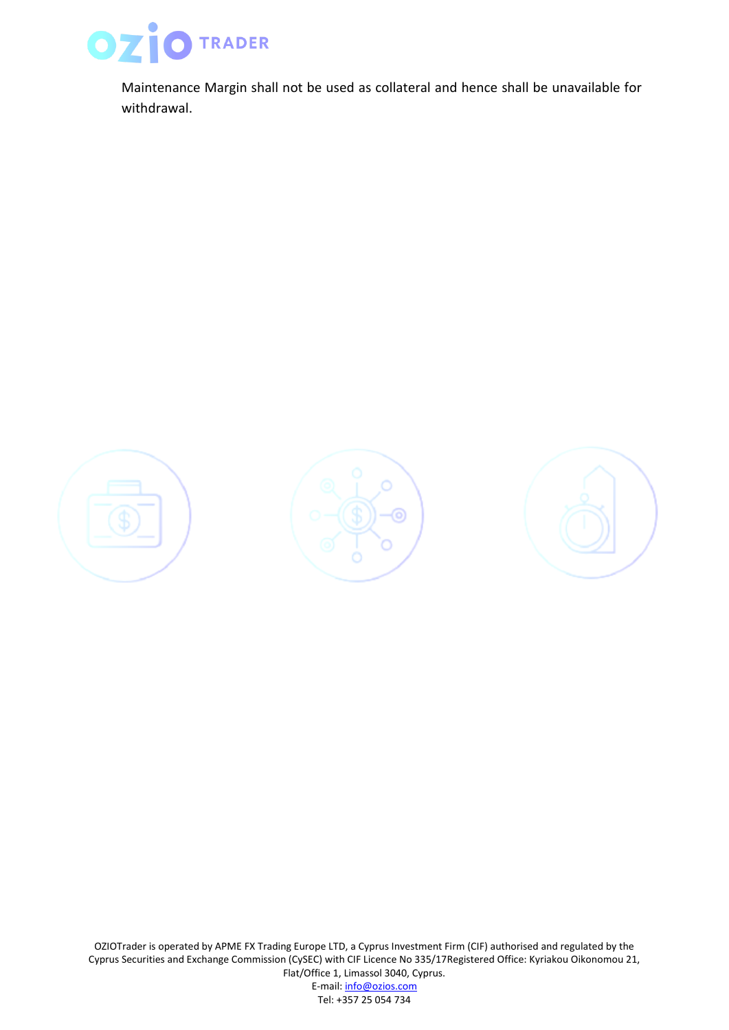Maintenance Margin shall not be used as collateral and hence shall be unavailable for withdrawal.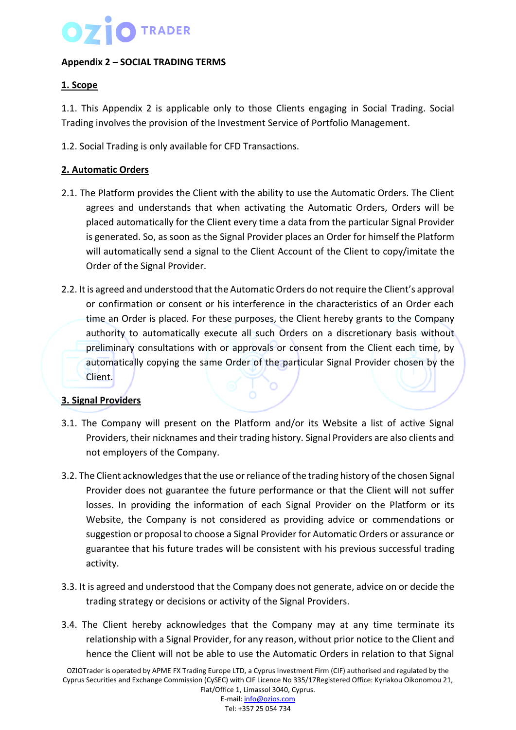**Appendix 2 – SOCIAL TRADING TERMS**

**1. Scope**

1.1. This Appendix 2 is applicable only to those Clients engaging in Social Trading. Social Trading involves the provision of the Investment Service of Portfolio Management.

1.2. Social Trading is only available for CFD Transactions.

**2. Automatic Orders**

2.1. The Platform provides the Client with the ability to use the Automatic Orders. The Client agrees and understands that when activating the Automatic Orders, Orders will be placed automatically for the Client every time a data from the particular Signal Provider is generated. So, as soon as the Signal Provider places an Order for himself the Platform will automatically send a signal to the Client Account of the Client to copy/imitate the Order of the Signal Provider.

2.2. It is agreed and understood that the Automatic Orders do not require the Client's approval or confirmation or consent or his interference in the characteristics of an Order each time an Order is placed. For these purposes, the Client hereby grants to the Company authority to automatically execute all such Orders on a discretionary basis without preliminary consultations with or approvals or consent from the Client each time, by automatically copying the same Order of the particular Signal Provider chosen by the Client.

**3. Signal Providers**

3.1. The Company will present on the Platform and/or its Website a list of active Signal Providers, their nicknames and their trading history. Signal Providers are also clients and not employers of the Company.

3.2. The Client acknowledges that the use or reliance of the trading history of the chosen Signal Provider does not guarantee the future performance or that the Client will not suffer losses. In providing the information of each Signal Provider on the Platform or its Website, the Company is not considered as providing advice or commendations or suggestion or proposal to choose a Signal Provider for Automatic Orders or assurance or guarantee that his future trades will be consistent with his previous successful trading activity.

3.3. It is agreed and understood that the Company does not generate, advice on or decide the trading strategy or decisions or activity of the Signal Providers.

3.4. The Client hereby acknowledges that the Company may at any time terminate its relationship with a Signal Provider, for any reason, without prior notice to the Client and hence the Client will not be able to use the Automatic Orders in relation to that Signal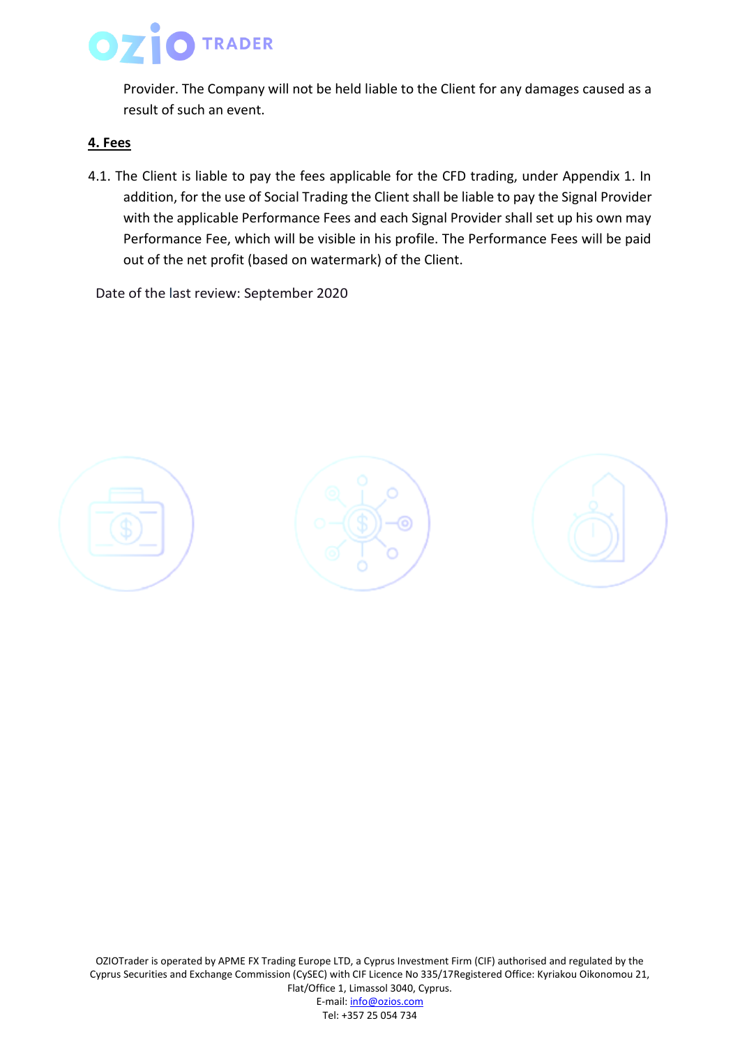Provider. The Company will not be held liable to the Client for any damages caused as a result of such an event.

**4. Fees**

4.1. The Client is liable to pay the fees applicable for the CFD trading, under Appendix 1. In addition, for the use of Social Trading the Client shall be liable to pay the Signal Provider with the applicable Performance Fees and each Signal Provider shall set up his own may Performance Fee, which will be visible in his profile. The Performance Fees will be paid out of the net profit (based on watermark) of the Client.

Date of the last review: September 2020